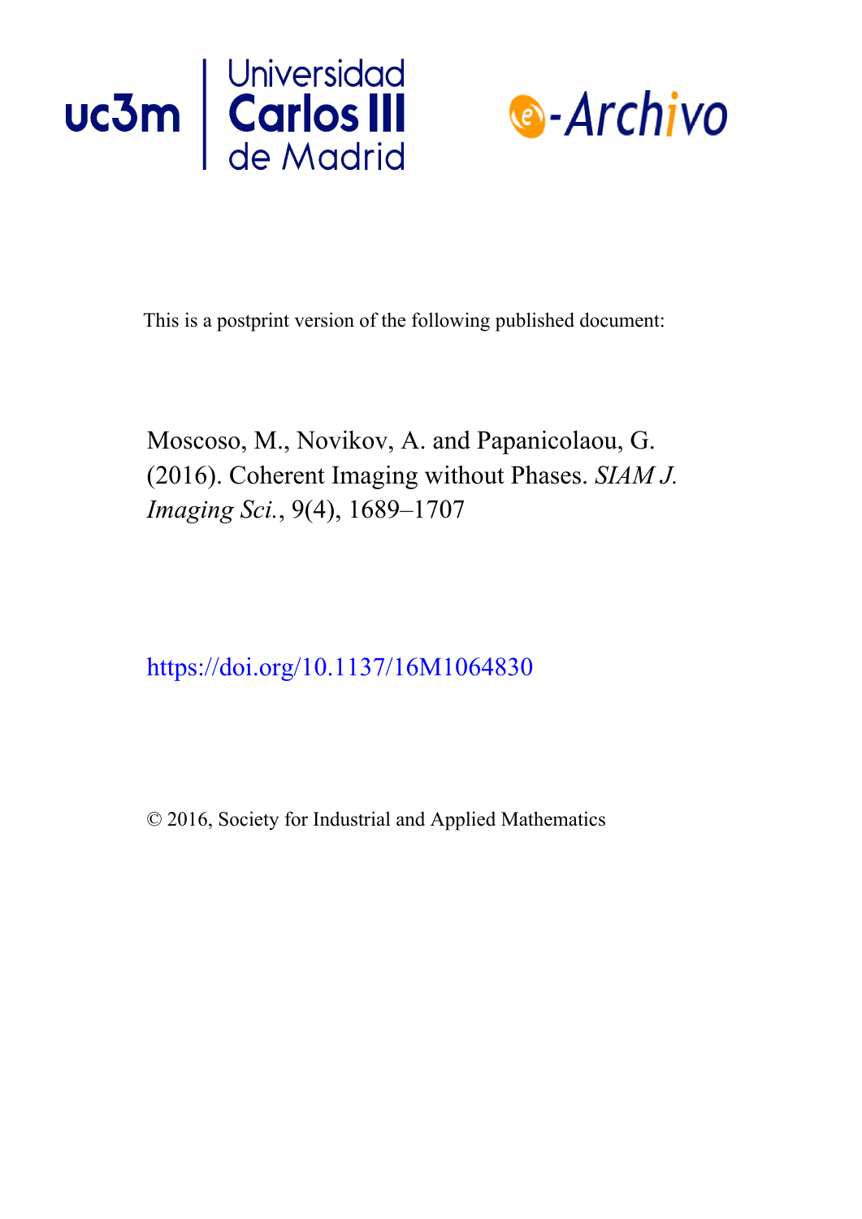This is a postprint version of the following published document:

Moscoso, M., Novikov, A. and Papanicolaou, G. (2016). Coherent Imaging without Phases. *SIAM J. Imaging Sci.*, 9(4), 1689–1707

https://doi.org/10.1137/16M1064830

© 2016, Society for Industrial and Applied Mathematics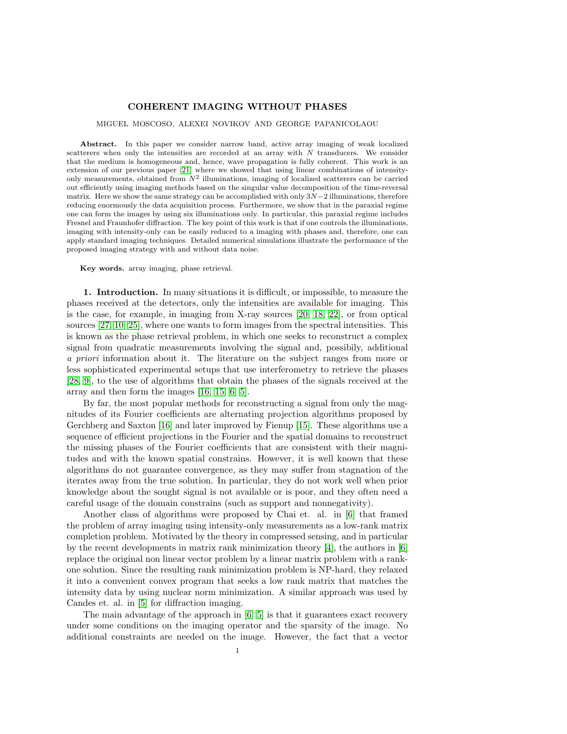# COHERENT IMAGING WITHOUT PHASES

MIGUEL MOSCOSO, ALEXEI NOVIKOV AND GEORGE PAPANICOLAOU

**Abstract.** In this paper we consider narrow band, active array imaging of weak localized scatterers when only the intensities are recorded at an array with $N$ transducers. We consider that the medium is homogeneous and, hence, wave propagation is fully coherent. This work is an extension of our previous paper [21] where we showed that using linear combinations of intensity-only measurements, obtained from $N^2$ illuminations, imaging of localized scatterers can be carried out efficiently using imaging methods based on the singular value decomposition of the time-reversal matrix. Here we show the same strategy can be accomplished with only $3N-2$ illuminations, therefore reducing enormously the data acquisition process. Furthermore, we show that in the paraxial regime one can form the images by using six illuminations only. In particular, this paraxial regime includes Fresnel and Fraunhofer diffraction. The key point of this work is that if one controls the illuminations, imaging with intensity-only can be easily reduced to a imaging with phases and, therefore, one can apply standard imaging techniques. Detailed numerical simulations illustrate the performance of the proposed imaging strategy with and without data noise.

**Key words.** array imaging, phase retrieval.

**1. Introduction.** In many situations it is difficult, or impossible, to measure the phases received at the detectors, only the intensities are available for imaging. This is the case, for example, in imaging from X-ray sources [20, 18, 22], or from optical sources [27, 10, 25], where one wants to form images from the spectral intensities. This is known as the phase retrieval problem, in which one seeks to reconstruct a complex signal from quadratic measurements involving the signal and, possibily, additional *a priori* information about it. The literature on the subject ranges from more or less sophisticated experimental setups that use interferometry to retrieve the phases [28, 9], to the use of algorithms that obtain the phases of the signals received at the array and then form the images [16, 15, 6, 5].

By far, the most popular methods for reconstructing a signal from only the magnitudes of its Fourier coefficients are alternating projection algorithms proposed by Gerchberg and Saxton [16] and later improved by Fienup [15]. These algorithms use a sequence of efficient projections in the Fourier and the spatial domains to reconstruct the missing phases of the Fourier coefficients that are consistent with their magnitudes and with the known spatial constrains. However, it is well known that these algorithms do not guarantee convergence, as they may suffer from stagnation of the iterates away from the true solution. In particular, they do not work well when prior knowledge about the sought signal is not available or is poor, and they often need a careful usage of the domain constrains (such as support and nonnegativity).

Another class of algorithms were proposed by Chai et. al. in [6] that framed the problem of array imaging using intensity-only measurements as a low-rank matrix completion problem. Motivated by the theory in compressed sensing, and in particular by the recent developments in matrix rank minimization theory [4], the authors in [6] replace the original non linear vector problem by a linear matrix problem with a rank-one solution. Since the resulting rank minimization problem is NP-hard, they relaxed it into a convenient convex program that seeks a low rank matrix that matches the intensity data by using nuclear norm minimization. A similar approach was used by Candes et. al. in [5] for diffraction imaging.

The main advantage of the approach in [6, 5] is that it guarantees exact recovery under some conditions on the imaging operator and the sparsity of the image. No additional constraints are needed on the image. However, the fact that a vector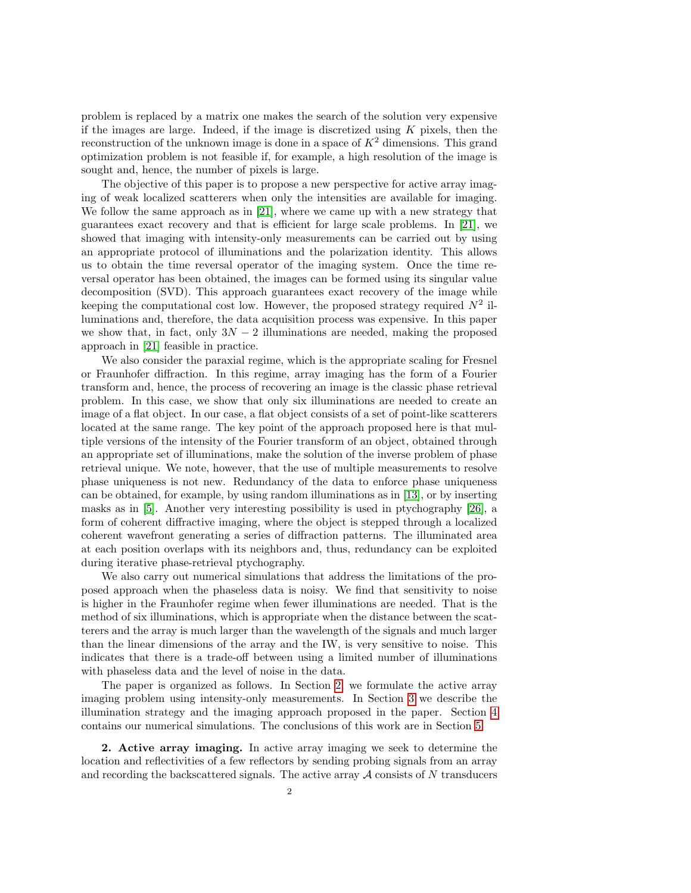problem is replaced by a matrix one makes the search of the solution very expensive if the images are large. Indeed, if the image is discretized using $K$ pixels, then the reconstruction of the unknown image is done in a space of $K^2$ dimensions. This grand optimization problem is not feasible if, for example, a high resolution of the image is sought and, hence, the number of pixels is large.

The objective of this paper is to propose a new perspective for active array imaging of weak localized scatterers when only the intensities are available for imaging. We follow the same approach as in [21], where we came up with a new strategy that guarantees exact recovery and that is efficient for large scale problems. In [21], we showed that imaging with intensity-only measurements can be carried out by using an appropriate protocol of illuminations and the polarization identity. This allows us to obtain the time reversal operator of the imaging system. Once the time reversal operator has been obtained, the images can be formed using its singular value decomposition (SVD). This approach guarantees exact recovery of the image while keeping the computational cost low. However, the proposed strategy required $N^2$ illuminations and, therefore, the data acquisition process was expensive. In this paper we show that, in fact, only $3N-2$ illuminations are needed, making the proposed approach in [21] feasible in practice.

We also consider the paraxial regime, which is the appropriate scaling for Fresnel or Fraunhofer diffraction. In this regime, array imaging has the form of a Fourier transform and, hence, the process of recovering an image is the classic phase retrieval problem. In this case, we show that only six illuminations are needed to create an image of a flat object. In our case, a flat object consists of a set of point-like scatterers located at the same range. The key point of the approach proposed here is that multiple versions of the intensity of the Fourier transform of an object, obtained through an appropriate set of illuminations, make the solution of the inverse problem of phase retrieval unique. We note, however, that the use of multiple measurements to resolve phase uniqueness is not new. Redundancy of the data to enforce phase uniqueness can be obtained, for example, by using random illuminations as in [13], or by inserting masks as in [5]. Another very interesting possibility is used in ptychography [26], a form of coherent diffractive imaging, where the object is stepped through a localized coherent wavefront generating a series of diffraction patterns. The illuminated area at each position overlaps with its neighbors and, thus, redundancy can be exploited during iterative phase-retrieval ptychography.

We also carry out numerical simulations that address the limitations of the proposed approach when the phaseless data is noisy. We find that sensitivity to noise is higher in the Fraunhofer regime when fewer illuminations are needed. That is the method of six illuminations, which is appropriate when the distance between the scatterers and the array is much larger than the wavelength of the signals and much larger than the linear dimensions of the array and the IW, is very sensitive to noise. This indicates that there is a trade-off between using a limited number of illuminations with phaseless data and the level of noise in the data.

The paper is organized as follows. In Section 2, we formulate the active array imaging problem using intensity-only measurements. In Section 3 we describe the illumination strategy and the imaging approach proposed in the paper. Section 4 contains our numerical simulations. The conclusions of this work are in Section 5.

## 2. Active array imaging.

In active array imaging we seek to determine the location and reflectivities of a few reflectors by sending probing signals from an array and recording the backscattered signals. The active array $\mathcal{A}$ consists of $N$ transducers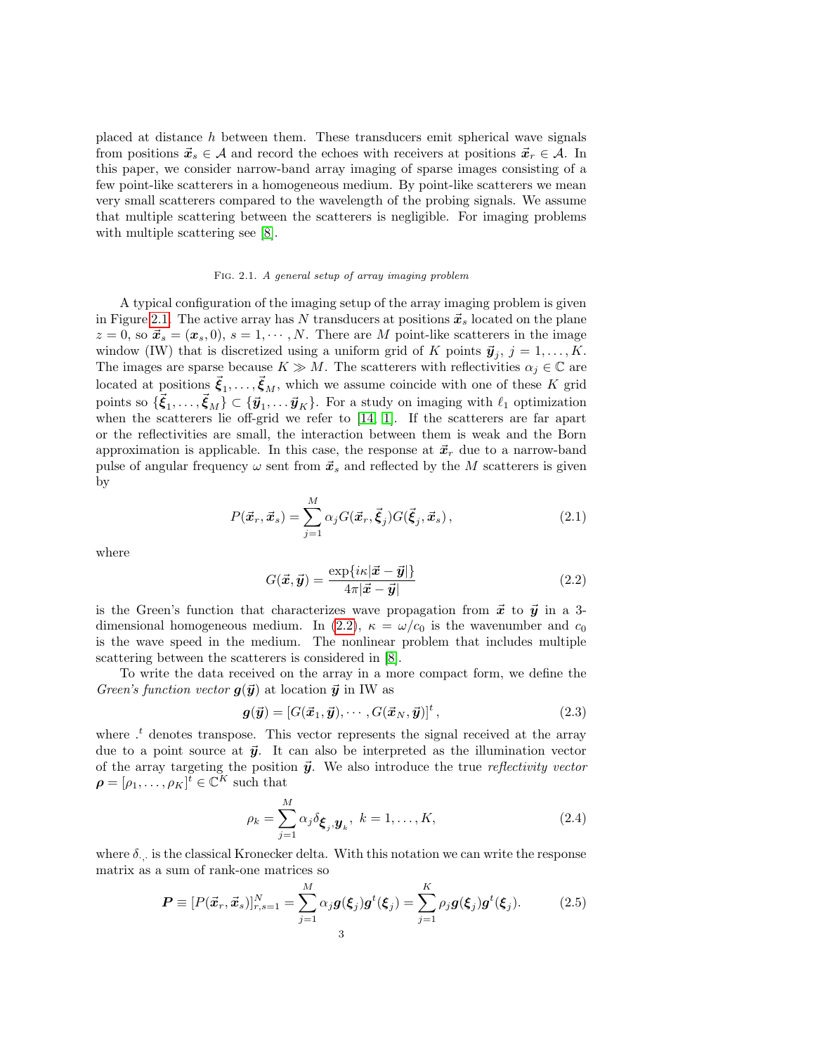placed at distance $h$ between them. These transducers emit spherical wave signals from positions $\vec{\boldsymbol{x}}_s \in \mathcal{A}$ and record the echoes with receivers at positions $\vec{\boldsymbol{x}}_r \in \mathcal{A}$. In this paper, we consider narrow-band array imaging of sparse images consisting of a few point-like scatterers in a homogeneous medium. By point-like scatterers we mean very small scatterers compared to the wavelength of the probing signals. We assume that multiple scattering between the scatterers is negligible. For imaging problems with multiple scattering see [8].

Fig. 2.1. *A general setup of array imaging problem*

A typical configuration of the imaging setup of the array imaging problem is given in Figure 2.1. The active array has $N$ transducers at positions $\vec{\boldsymbol{x}}_s$ located on the plane $z = 0$, so $\vec{\boldsymbol{x}}_s = (\boldsymbol{x}_s, 0)$, $s = 1, \cdots, N$. There are $M$ point-like scatterers in the image window (IW) that is discretized using a uniform grid of $K$ points $\vec{\boldsymbol{y}}_j$, $j = 1, \ldots, K$. The images are sparse because $K \gg M$. The scatterers with reflectivities $\alpha_j \in \mathbb{C}$ are located at positions $\vec{\boldsymbol{\xi}}_1, \ldots, \vec{\boldsymbol{\xi}}_M$, which we assume coincide with one of these $K$ grid points so $\{\vec{\boldsymbol{\xi}}_1, \ldots, \vec{\boldsymbol{\xi}}_M\} \subset \{\vec{\boldsymbol{y}}_1, \ldots \vec{\boldsymbol{y}}_K\}$. For a study on imaging with $\ell_1$ optimization when the scatterers lie off-grid we refer to [14, 1]. If the scatterers are far apart or the reflectivities are small, the interaction between them is weak and the Born approximation is applicable. In this case, the response at $\vec{\boldsymbol{x}}_r$ due to a narrow-band pulse of angular frequency $\omega$ sent from $\vec{\boldsymbol{x}}_s$ and reflected by the $M$ scatterers is given by

$$P(\vec{\boldsymbol{x}}_r, \vec{\boldsymbol{x}}_s) = \sum_{j=1}^{M} \alpha_j G(\vec{\boldsymbol{x}}_r, \vec{\boldsymbol{\xi}}_j) G(\vec{\boldsymbol{\xi}}_j, \vec{\boldsymbol{x}}_s)\,, \tag{2.1}$$

where

$$G(\vec{\boldsymbol{x}}, \vec{\boldsymbol{y}}) = \frac{\exp\{i\kappa|\vec{\boldsymbol{x}} - \vec{\boldsymbol{y}}|\}}{4\pi|\vec{\boldsymbol{x}} - \vec{\boldsymbol{y}}|} \tag{2.2}$$

is the Green's function that characterizes wave propagation from $\vec{\boldsymbol{x}}$ to $\vec{\boldsymbol{y}}$ in a 3-dimensional homogeneous medium. In (2.2), $\kappa = \omega/c_0$ is the wavenumber and $c_0$ is the wave speed in the medium. The nonlinear problem that includes multiple scattering between the scatterers is considered in [8].

To write the data received on the array in a more compact form, we define the *Green's function vector* $\boldsymbol{g}(\vec{\boldsymbol{y}})$ at location $\vec{\boldsymbol{y}}$ in IW as

$$\boldsymbol{g}(\vec{\boldsymbol{y}}) = [G(\vec{\boldsymbol{x}}_1, \vec{\boldsymbol{y}}), \cdots, G(\vec{\boldsymbol{x}}_N, \vec{\boldsymbol{y}})]^t\,, \tag{2.3}$$

where $.^t$ denotes transpose. This vector represents the signal received at the array due to a point source at $\vec{\boldsymbol{y}}$. It can also be interpreted as the illumination vector of the array targeting the position $\vec{\boldsymbol{y}}$. We also introduce the true *reflectivity vector* $\boldsymbol{\rho} = [\rho_1, \ldots, \rho_K]^t \in \mathbb{C}^K$ such that

$$\rho_k = \sum_{j=1}^{M} \alpha_j \delta_{\boldsymbol{\xi}_j, \boldsymbol{y}_k}\,,\ k = 1, \ldots, K, \tag{2.4}$$

where $\delta_{\cdot,\cdot}$ is the classical Kronecker delta. With this notation we can write the response matrix as a sum of rank-one matrices so

$$\boldsymbol{P} \equiv [P(\vec{\boldsymbol{x}}_r, \vec{\boldsymbol{x}}_s)]_{r,s=1}^{N} = \sum_{j=1}^{M} \alpha_j \boldsymbol{g}(\boldsymbol{\xi}_j)\boldsymbol{g}^t(\boldsymbol{\xi}_j) = \sum_{j=1}^{K} \rho_j \boldsymbol{g}(\boldsymbol{\xi}_j)\boldsymbol{g}^t(\boldsymbol{\xi}_j). \tag{2.5}$$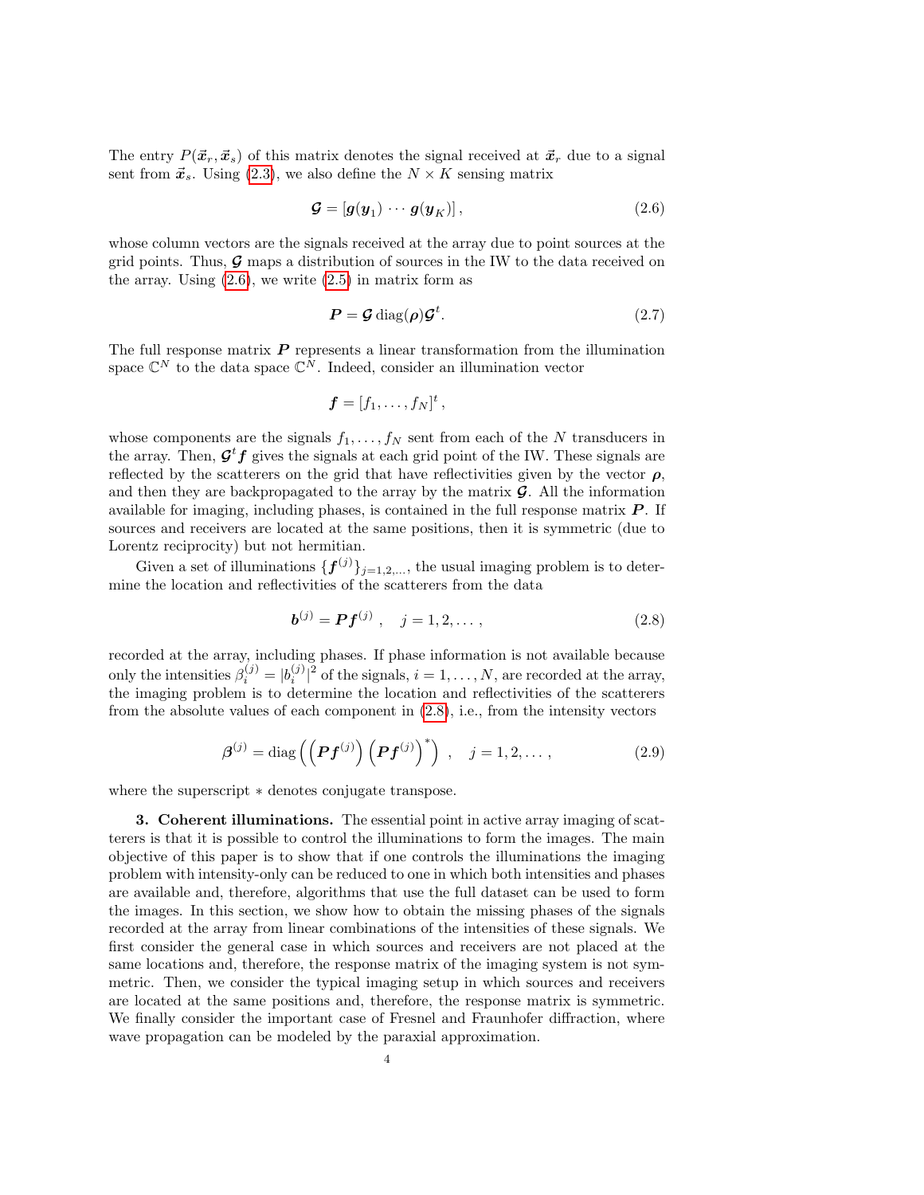The entry $P(\vec{\boldsymbol{x}}_r, \vec{\boldsymbol{x}}_s)$ of this matrix denotes the signal received at $\vec{\boldsymbol{x}}_r$ due to a signal sent from $\vec{\boldsymbol{x}}_s$. Using (2.3), we also define the $N \times K$ sensing matrix

$$\boldsymbol{\mathcal{G}} = [\boldsymbol{g}(\boldsymbol{y}_1) \cdots \boldsymbol{g}(\boldsymbol{y}_K)] , \tag{2.6}$$

whose column vectors are the signals received at the array due to point sources at the grid points. Thus, $\boldsymbol{\mathcal{G}}$ maps a distribution of sources in the IW to the data received on the array. Using (2.6), we write (2.5) in matrix form as

$$\boldsymbol{P} = \boldsymbol{\mathcal{G}} \operatorname{diag}(\boldsymbol{\rho}) \boldsymbol{\mathcal{G}}^t. \tag{2.7}$$

The full response matrix $\boldsymbol{P}$ represents a linear transformation from the illumination space $\mathbb{C}^N$ to the data space $\mathbb{C}^N$. Indeed, consider an illumination vector

$$\boldsymbol{f} = [f_1, \ldots, f_N]^t ,$$

whose components are the signals $f_1, \ldots, f_N$ sent from each of the $N$ transducers in the array. Then, $\boldsymbol{\mathcal{G}}^t \boldsymbol{f}$ gives the signals at each grid point of the IW. These signals are reflected by the scatterers on the grid that have reflectivities given by the vector $\boldsymbol{\rho}$, and then they are backpropagated to the array by the matrix $\boldsymbol{\mathcal{G}}$. All the information available for imaging, including phases, is contained in the full response matrix $\boldsymbol{P}$. If sources and receivers are located at the same positions, then it is symmetric (due to Lorentz reciprocity) but not hermitian.

Given a set of illuminations $\{\boldsymbol{f}^{(j)}\}_{j=1,2,\ldots}$, the usual imaging problem is to determine the location and reflectivities of the scatterers from the data

$$\boldsymbol{b}^{(j)} = \boldsymbol{P} \boldsymbol{f}^{(j)} \, , \quad j = 1, 2, \ldots , \tag{2.8}$$

recorded at the array, including phases. If phase information is not available because only the intensities $\beta_i^{(j)} = |b_i^{(j)}|^2$ of the signals, $i = 1, \ldots, N$, are recorded at the array, the imaging problem is to determine the location and reflectivities of the scatterers from the absolute values of each component in (2.8), i.e., from the intensity vectors

$$\boldsymbol{\beta}^{(j)} = \operatorname{diag}\left( \left( \boldsymbol{P} \boldsymbol{f}^{(j)} \right) \left( \boldsymbol{P} \boldsymbol{f}^{(j)} \right)^* \right) \, , \quad j = 1, 2, \ldots , \tag{2.9}$$

where the superscript $*$ denotes conjugate transpose.

**3. Coherent illuminations.** The essential point in active array imaging of scatterers is that it is possible to control the illuminations to form the images. The main objective of this paper is to show that if one controls the illuminations the imaging problem with intensity-only can be reduced to one in which both intensities and phases are available and, therefore, algorithms that use the full dataset can be used to form the images. In this section, we show how to obtain the missing phases of the signals recorded at the array from linear combinations of the intensities of these signals. We first consider the general case in which sources and receivers are not placed at the same locations and, therefore, the response matrix of the imaging system is not symmetric. Then, we consider the typical imaging setup in which sources and receivers are located at the same positions and, therefore, the response matrix is symmetric. We finally consider the important case of Fresnel and Fraunhofer diffraction, where wave propagation can be modeled by the paraxial approximation.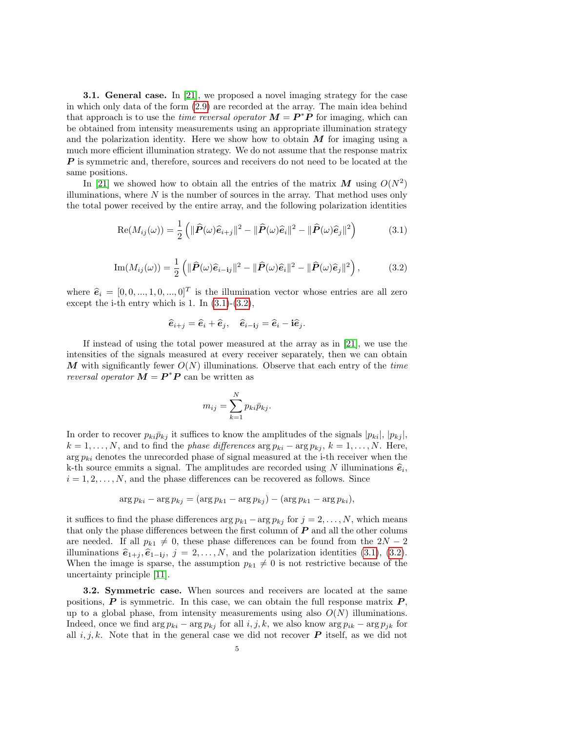**3.1. General case.** In [21], we proposed a novel imaging strategy for the case in which only data of the form (2.9) are recorded at the array. The main idea behind that approach is to use the *time reversal operator* $\boldsymbol{M} = \boldsymbol{P}^*\boldsymbol{P}$ for imaging, which can be obtained from intensity measurements using an appropriate illumination strategy and the polarization identity. Here we show how to obtain $\boldsymbol{M}$ for imaging using a much more efficient illumination strategy. We do not assume that the response matrix $\boldsymbol{P}$ is symmetric and, therefore, sources and receivers do not need to be located at the same positions.

In [21] we showed how to obtain all the entries of the matrix $\boldsymbol{M}$ using $O(N^2)$ illuminations, where $N$ is the number of sources in the array. That method uses only the total power received by the entire array, and the following polarization identities

$$\mathrm{Re}(M_{ij}(\omega)) = \frac{1}{2}\left(\|\widehat{\boldsymbol{P}}(\omega)\widehat{\boldsymbol{e}}_{i+j}\|^2 - \|\widehat{\boldsymbol{P}}(\omega)\widehat{\boldsymbol{e}}_i\|^2 - \|\widehat{\boldsymbol{P}}(\omega)\widehat{\boldsymbol{e}}_j\|^2\right) \tag{3.1}$$

$$\mathrm{Im}(M_{ij}(\omega)) = \frac{1}{2}\left(\|\widehat{\boldsymbol{P}}(\omega)\widehat{\boldsymbol{e}}_{i-\mathbf{i}j}\|^2 - \|\widehat{\boldsymbol{P}}(\omega)\widehat{\boldsymbol{e}}_i\|^2 - \|\widehat{\boldsymbol{P}}(\omega)\widehat{\boldsymbol{e}}_j\|^2\right), \tag{3.2}$$

where $\widehat{\boldsymbol{e}}_i = [0, 0, ..., 1, 0, ..., 0]^T$ is the illumination vector whose entries are all zero except the i-th entry which is 1. In (3.1)-(3.2),

$$\widehat{\boldsymbol{e}}_{i+j} = \widehat{\boldsymbol{e}}_i + \widehat{\boldsymbol{e}}_j, \quad \widehat{\boldsymbol{e}}_{i-\mathbf{i}j} = \widehat{\boldsymbol{e}}_i - \mathbf{i}\widehat{\boldsymbol{e}}_j.$$

If instead of using the total power measured at the array as in [21], we use the intensities of the signals measured at every receiver separately, then we can obtain $\boldsymbol{M}$ with significantly fewer $O(N)$ illuminations. Observe that each entry of the *time reversal operator* $\boldsymbol{M} = \boldsymbol{P}^*\boldsymbol{P}$ can be written as

$$m_{ij} = \sum_{k=1}^{N} p_{ki}\bar{p}_{kj}.$$

In order to recover $p_{ki}\bar{p}_{kj}$ it suffices to know the amplitudes of the signals $|p_{ki}|$, $|p_{kj}|$, $k = 1, \ldots, N$, and to find the *phase differences* $\arg p_{ki} - \arg p_{kj}$, $k = 1, \ldots, N$. Here, $\arg p_{ki}$ denotes the unrecorded phase of signal measured at the i-th receiver when the k-th source emmits a signal. The amplitudes are recorded using $N$ illuminations $\widehat{\boldsymbol{e}}_i$, $i = 1, 2, \ldots, N$, and the phase differences can be recovered as follows. Since

$$\arg p_{ki} - \arg p_{kj} = (\arg p_{k1} - \arg p_{kj}) - (\arg p_{k1} - \arg p_{ki}),$$

it suffices to find the phase differences $\arg p_{k1} - \arg p_{kj}$ for $j = 2, \ldots, N$, which means that only the phase differences between the first column of $\boldsymbol{P}$ and all the other colums are needed. If all $p_{k1} \neq 0$, these phase differences can be found from the $2N - 2$ illuminations $\widehat{\boldsymbol{e}}_{1+j}, \widehat{\boldsymbol{e}}_{1-\mathbf{i}j}$, $j = 2, \ldots, N$, and the polarization identities (3.1), (3.2). When the image is sparse, the assumption $p_{k1} \neq 0$ is not restrictive because of the uncertainty principle [11].

**3.2. Symmetric case.** When sources and receivers are located at the same positions, $\boldsymbol{P}$ is symmetric. In this case, we can obtain the full response matrix $\boldsymbol{P}$, up to a global phase, from intensity measurements using also $O(N)$ illuminations. Indeed, once we find $\arg p_{ki} - \arg p_{kj}$ for all $i, j, k$, we also know $\arg p_{ik} - \arg p_{jk}$ for all $i, j, k$. Note that in the general case we did not recover $\boldsymbol{P}$ itself, as we did not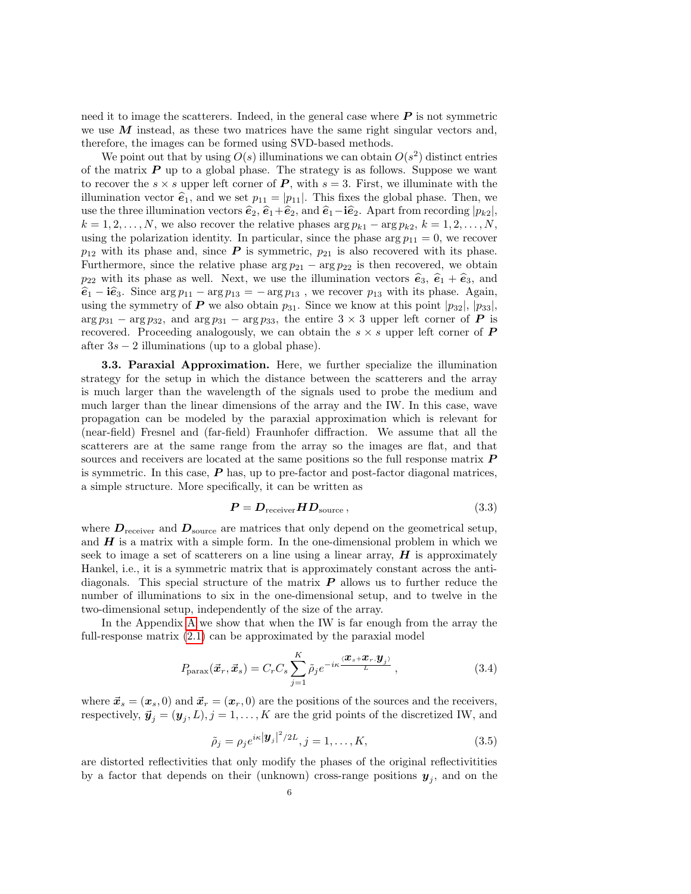need it to image the scatterers. Indeed, in the general case where $\boldsymbol{P}$ is not symmetric we use $\boldsymbol{M}$ instead, as these two matrices have the same right singular vectors and, therefore, the images can be formed using SVD-based methods.

We point out that by using $O(s)$ illuminations we can obtain $O(s^2)$ distinct entries of the matrix $\boldsymbol{P}$ up to a global phase. The strategy is as follows. Suppose we want to recover the $s \times s$ upper left corner of $\boldsymbol{P}$, with $s = 3$. First, we illuminate with the illumination vector $\widehat{\boldsymbol{e}}_1$, and we set $p_{11} = |p_{11}|$. This fixes the global phase. Then, we use the three illumination vectors $\widehat{\boldsymbol{e}}_2$, $\widehat{\boldsymbol{e}}_1 + \widehat{\boldsymbol{e}}_2$, and $\widehat{\boldsymbol{e}}_1 - \mathbf{i}\widehat{\boldsymbol{e}}_2$. Apart from recording $|p_{k2}|$, $k = 1, 2, \ldots, N$, we also recover the relative phases $\arg p_{k1} - \arg p_{k2}$, $k = 1, 2, \ldots, N$, using the polarization identity. In particular, since the phase $\arg p_{11} = 0$, we recover $p_{12}$ with its phase and, since $\boldsymbol{P}$ is symmetric, $p_{21}$ is also recovered with its phase. Furthermore, since the relative phase $\arg p_{21} - \arg p_{22}$ is then recovered, we obtain $p_{22}$ with its phase as well. Next, we use the illumination vectors $\widehat{\boldsymbol{e}}_3$, $\widehat{\boldsymbol{e}}_1 + \widehat{\boldsymbol{e}}_3$, and $\widehat{\boldsymbol{e}}_1 - \mathbf{i}\widehat{\boldsymbol{e}}_3$. Since $\arg p_{11} - \arg p_{13} = -\arg p_{13}$ , we recover $p_{13}$ with its phase. Again, using the symmetry of $\boldsymbol{P}$ we also obtain $p_{31}$. Since we know at this point $|p_{32}|$, $|p_{33}|$, $\arg p_{31} - \arg p_{32}$, and $\arg p_{31} - \arg p_{33}$, the entire $3 \times 3$ upper left corner of $\boldsymbol{P}$ is recovered. Proceeding analogously, we can obtain the $s \times s$ upper left corner of $\boldsymbol{P}$ after $3s - 2$ illuminations (up to a global phase).

**3.3. Paraxial Approximation.** Here, we further specialize the illumination strategy for the setup in which the distance between the scatterers and the array is much larger than the wavelength of the signals used to probe the medium and much larger than the linear dimensions of the array and the IW. In this case, wave propagation can be modeled by the paraxial approximation which is relevant for (near-field) Fresnel and (far-field) Fraunhofer diffraction. We assume that all the scatterers are at the same range from the array so the images are flat, and that sources and receivers are located at the same positions so the full response matrix $\boldsymbol{P}$ is symmetric. In this case, $\boldsymbol{P}$ has, up to pre-factor and post-factor diagonal matrices, a simple structure. More specifically, it can be written as

$$\boldsymbol{P} = \boldsymbol{D}_{\text{receiver}} \boldsymbol{H} \boldsymbol{D}_{\text{source}} \,, \tag{3.3}$$

where $\boldsymbol{D}_{\text{receiver}}$ and $\boldsymbol{D}_{\text{source}}$ are matrices that only depend on the geometrical setup, and $\boldsymbol{H}$ is a matrix with a simple form. In the one-dimensional problem in which we seek to image a set of scatterers on a line using a linear array, $\boldsymbol{H}$ is approximately Hankel, i.e., it is a symmetric matrix that is approximately constant across the anti-diagonals. This special structure of the matrix $\boldsymbol{P}$ allows us to further reduce the number of illuminations to six in the one-dimensional setup, and to twelve in the two-dimensional setup, independently of the size of the array.

In the Appendix A we show that when the IW is far enough from the array the full-response matrix (2.1) can be approximated by the paraxial model

$$P_{\text{parax}}(\vec{\boldsymbol{x}}_r, \vec{\boldsymbol{x}}_s) = C_r C_s \sum_{j=1}^{K} \tilde{\rho}_j e^{-i\kappa \frac{\langle \boldsymbol{x}_s + \boldsymbol{x}_r, \boldsymbol{y}_j \rangle}{L}} \,, \tag{3.4}$$

where $\vec{\boldsymbol{x}}_s = (\boldsymbol{x}_s, 0)$ and $\vec{\boldsymbol{x}}_r = (\boldsymbol{x}_r, 0)$ are the positions of the sources and the receivers, respectively, $\vec{\boldsymbol{y}}_j = (\boldsymbol{y}_j, L), j = 1, \ldots, K$ are the grid points of the discretized IW, and

$$\tilde{\rho}_j = \rho_j e^{i\kappa |\boldsymbol{y}_j|^2 / 2L}, j = 1, \ldots, K, \tag{3.5}$$

are distorted reflectivities that only modify the phases of the original reflectivitities by a factor that depends on their (unknown) cross-range positions $\boldsymbol{y}_j$, and on the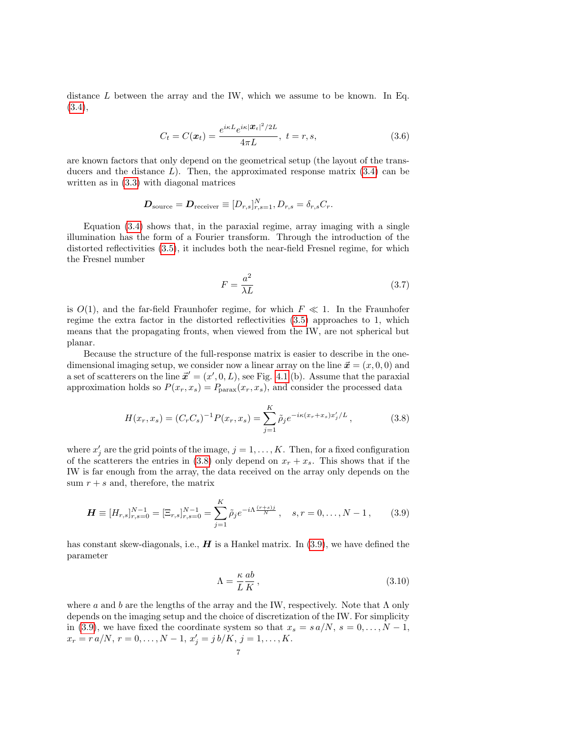distance $L$ between the array and the IW, which we assume to be known. In Eq. (3.4),

$$C_t = C(\boldsymbol{x}_t) = \frac{e^{i\kappa L} e^{i\kappa |\boldsymbol{x}_t|^2/2L}}{4\pi L}, \ t = r, s, \tag{3.6}$$

are known factors that only depend on the geometrical setup (the layout of the transducers and the distance $L$). Then, the approximated response matrix (3.4) can be written as in (3.3) with diagonal matrices

$$\boldsymbol{D}_{\text{source}} = \boldsymbol{D}_{\text{receiver}} \equiv [D_{r,s}]_{r,s=1}^{N}, D_{r,s} = \delta_{r,s} C_r.$$

Equation (3.4) shows that, in the paraxial regime, array imaging with a single illumination has the form of a Fourier transform. Through the introduction of the distorted reflectivities (3.5), it includes both the near-field Fresnel regime, for which the Fresnel number

$$F = \frac{a^2}{\lambda L} \tag{3.7}$$

is $O(1)$, and the far-field Fraunhofer regime, for which $F \ll 1$. In the Fraunhofer regime the extra factor in the distorted reflectivities (3.5) approaches to 1, which means that the propagating fronts, when viewed from the IW, are not spherical but planar.

Because the structure of the full-response matrix is easier to describe in the one-dimensional imaging setup, we consider now a linear array on the line $\vec{\boldsymbol{x}} = (x, 0, 0)$ and a set of scatterers on the line $\vec{\boldsymbol{x}}' = (x', 0, L)$, see Fig. 4.1(b). Assume that the paraxial approximation holds so $P(x_r, x_s) = P_{\text{parax}}(x_r, x_s)$, and consider the processed data

$$H(x_r, x_s) = (C_r C_s)^{-1} P(x_r, x_s) = \sum_{j=1}^{K} \tilde{\rho}_j e^{-i\kappa (x_r + x_s) x'_j / L}, \tag{3.8}$$

where $x'_j$ are the grid points of the image, $j = 1, \ldots, K$. Then, for a fixed configuration of the scatterers the entries in (3.8) only depend on $x_r + x_s$. This shows that if the IW is far enough from the array, the data received on the array only depends on the sum $r + s$ and, therefore, the matrix

$$\boldsymbol{H} \equiv [H_{r,s}]_{r,s=0}^{N-1} = [\Xi_{r,s}]_{r,s=0}^{N-1} = \sum_{j=1}^{K} \tilde{\rho}_j e^{-i\Lambda \frac{(r+s)j}{N}}, \quad s, r = 0, \ldots, N-1, \tag{3.9}$$

has constant skew-diagonals, i.e., $\boldsymbol{H}$ is a Hankel matrix. In (3.9), we have defined the parameter

$$\Lambda = \frac{\kappa}{L} \frac{ab}{K}, \tag{3.10}$$

where $a$ and $b$ are the lengths of the array and the IW, respectively. Note that $\Lambda$ only depends on the imaging setup and the choice of discretization of the IW. For simplicity in (3.9), we have fixed the coordinate system so that $x_s = s\,a/N$, $s = 0, \ldots, N-1$, $x_r = r\,a/N$, $r = 0, \ldots, N-1$, $x'_j = j\,b/K$, $j = 1, \ldots, K$.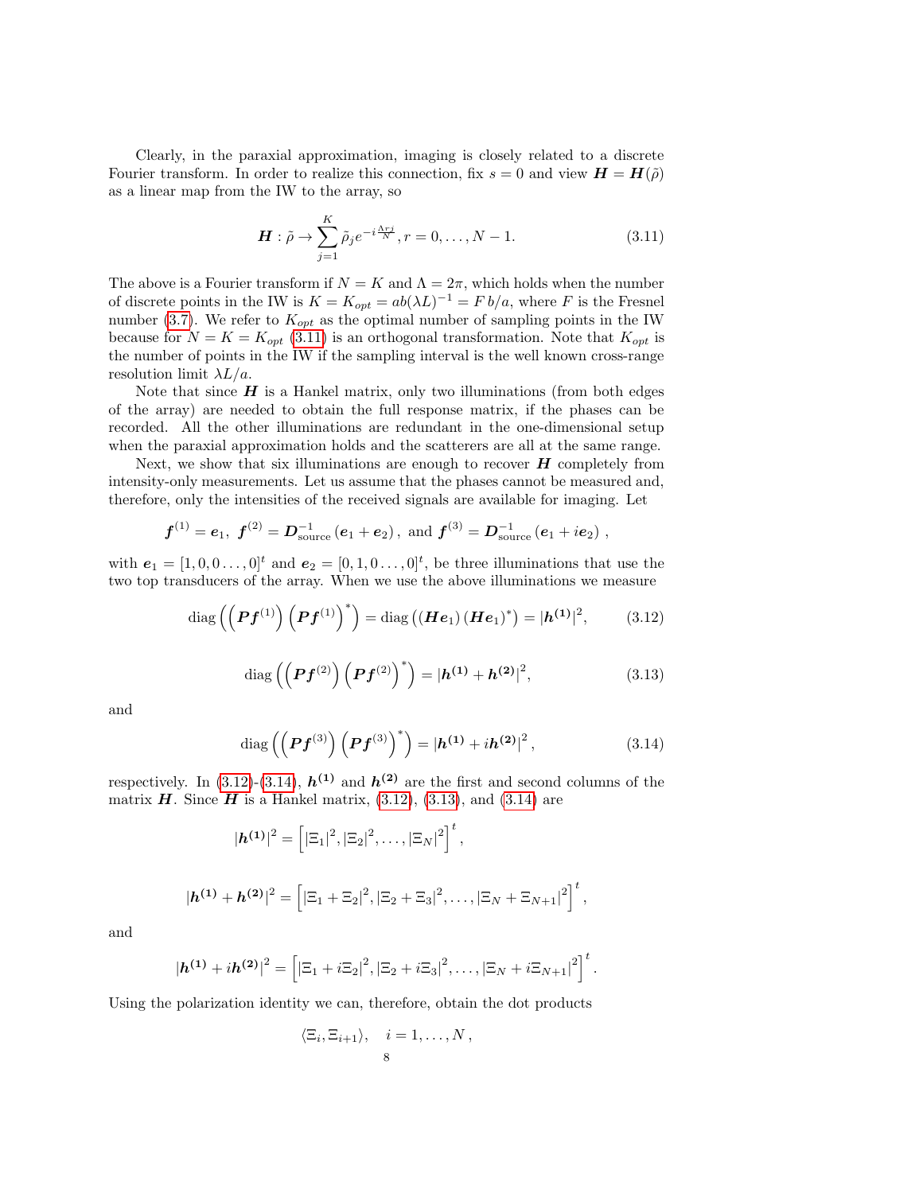Clearly, in the paraxial approximation, imaging is closely related to a discrete Fourier transform. In order to realize this connection, fix $s = 0$ and view $\boldsymbol{H} = \boldsymbol{H}(\tilde{\rho})$ as a linear map from the IW to the array, so

$$\boldsymbol{H} : \tilde{\rho} \to \sum_{j=1}^{K} \tilde{\rho}_j e^{-i\frac{\Lambda r j}{N}}, r = 0, \ldots, N-1. \tag{3.11}$$

The above is a Fourier transform if $N = K$ and $\Lambda = 2\pi$, which holds when the number of discrete points in the IW is $K = K_{opt} = ab(\lambda L)^{-1} = F\, b/a$, where $F$ is the Fresnel number (3.7). We refer to $K_{opt}$ as the optimal number of sampling points in the IW because for $N = K = K_{opt}$ (3.11) is an orthogonal transformation. Note that $K_{opt}$ is the number of points in the IW if the sampling interval is the well known cross-range resolution limit $\lambda L/a$.

Note that since $\boldsymbol{H}$ is a Hankel matrix, only two illuminations (from both edges of the array) are needed to obtain the full response matrix, if the phases can be recorded. All the other illuminations are redundant in the one-dimensional setup when the paraxial approximation holds and the scatterers are all at the same range.

Next, we show that six illuminations are enough to recover $\boldsymbol{H}$ completely from intensity-only measurements. Let us assume that the phases cannot be measured and, therefore, only the intensities of the received signals are available for imaging. Let

$$\boldsymbol{f}^{(1)} = \boldsymbol{e}_1,\ \boldsymbol{f}^{(2)} = \boldsymbol{D}_{\text{source}}^{-1}\left(\boldsymbol{e}_1 + \boldsymbol{e}_2\right),\ \text{and}\ \boldsymbol{f}^{(3)} = \boldsymbol{D}_{\text{source}}^{-1}\left(\boldsymbol{e}_1 + i\boldsymbol{e}_2\right),$$

with $\boldsymbol{e}_1 = [1, 0, 0 \ldots, 0]^t$ and $\boldsymbol{e}_2 = [0, 1, 0 \ldots, 0]^t$, be three illuminations that use the two top transducers of the array. When we use the above illuminations we measure

$$\text{diag}\left(\left(\boldsymbol{P}\boldsymbol{f}^{(1)}\right)\left(\boldsymbol{P}\boldsymbol{f}^{(1)}\right)^*\right) = \text{diag}\left(\left(\boldsymbol{H}\boldsymbol{e}_1\right)\left(\boldsymbol{H}\boldsymbol{e}_1\right)^*\right) = |\boldsymbol{h}^{(1)}|^2, \tag{3.12}$$

$$\text{diag}\left(\left(\boldsymbol{P}\boldsymbol{f}^{(2)}\right)\left(\boldsymbol{P}\boldsymbol{f}^{(2)}\right)^*\right) = |\boldsymbol{h}^{(1)} + \boldsymbol{h}^{(2)}|^2, \tag{3.13}$$

and

$$\text{diag}\left(\left(\boldsymbol{P}\boldsymbol{f}^{(3)}\right)\left(\boldsymbol{P}\boldsymbol{f}^{(3)}\right)^*\right) = \left|\boldsymbol{h}^{(1)} + i\boldsymbol{h}^{(2)}\right|^2, \tag{3.14}$$

respectively. In (3.12)-(3.14), $\boldsymbol{h}^{(1)}$ and $\boldsymbol{h}^{(2)}$ are the first and second columns of the matrix $\boldsymbol{H}$. Since $\boldsymbol{H}$ is a Hankel matrix, (3.12), (3.13), and (3.14) are

$$|\boldsymbol{h}^{(1)}|^2 = \left[|\Xi_1|^2, |\Xi_2|^2, \ldots, |\Xi_N|^2\right]^t,$$

$$|\boldsymbol{h}^{(1)} + \boldsymbol{h}^{(2)}|^2 = \left[|\Xi_1 + \Xi_2|^2, |\Xi_2 + \Xi_3|^2, \ldots, |\Xi_N + \Xi_{N+1}|^2\right]^t,$$

and

$$|\boldsymbol{h}^{(1)} + i\boldsymbol{h}^{(2)}|^2 = \left[|\Xi_1 + i\Xi_2|^2, |\Xi_2 + i\Xi_3|^2, \ldots, |\Xi_N + i\Xi_{N+1}|^2\right]^t.$$

Using the polarization identity we can, therefore, obtain the dot products

$$\langle \Xi_i, \Xi_{i+1} \rangle, \quad i = 1, \ldots, N,$$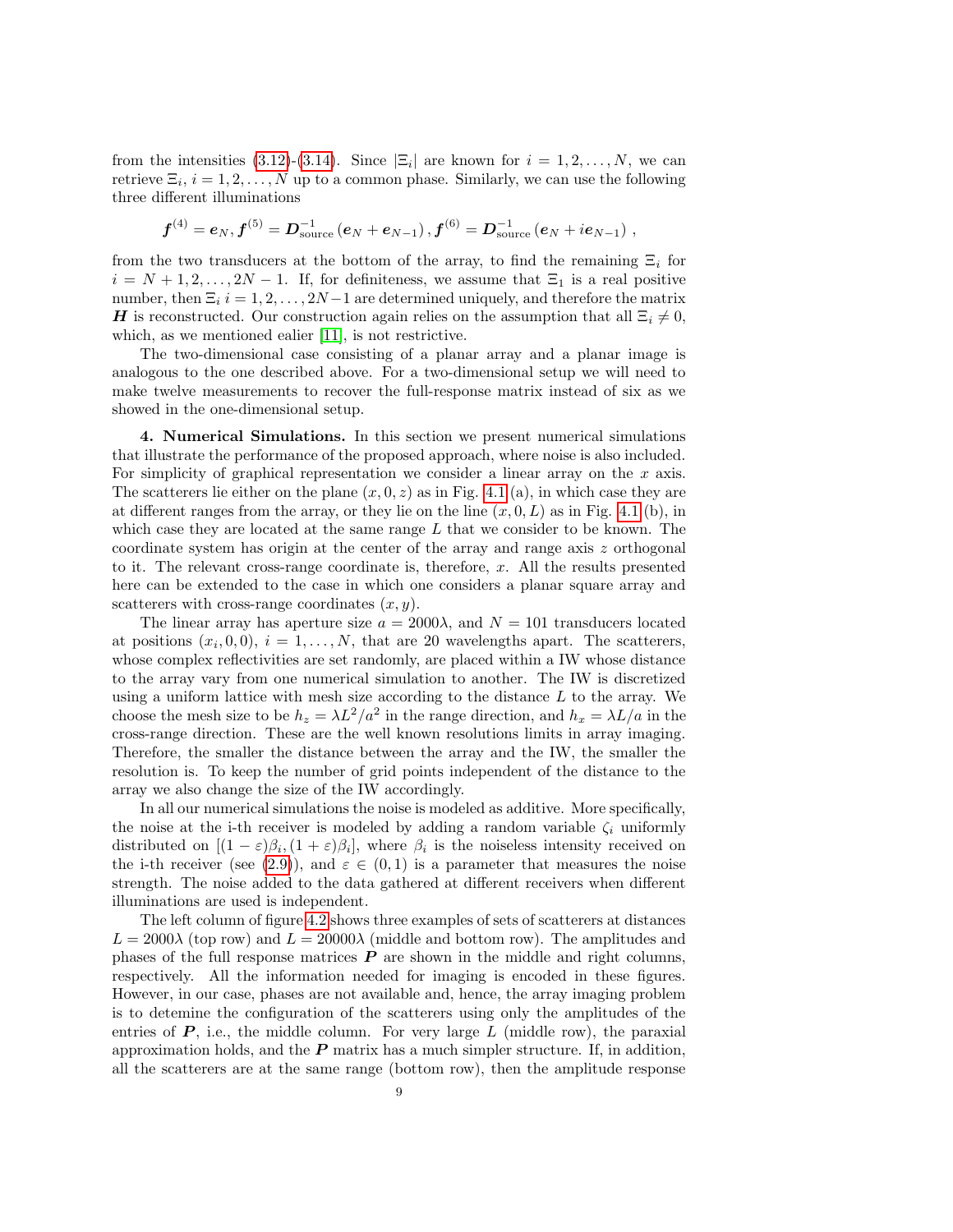from the intensities (3.12)-(3.14). Since $|\Xi_i|$ are known for $i = 1, 2, \ldots, N$, we can retrieve $\Xi_i$, $i = 1, 2, \ldots, N$ up to a common phase. Similarly, we can use the following three different illuminations

$$\boldsymbol{f}^{(4)} = \boldsymbol{e}_N, \boldsymbol{f}^{(5)} = \boldsymbol{D}_{\text{source}}^{-1}\left(\boldsymbol{e}_N + \boldsymbol{e}_{N-1}\right), \boldsymbol{f}^{(6)} = \boldsymbol{D}_{\text{source}}^{-1}\left(\boldsymbol{e}_N + i\boldsymbol{e}_{N-1}\right),$$

from the two transducers at the bottom of the array, to find the remaining $\Xi_i$ for $i = N+1, 2, \ldots, 2N-1$. If, for definiteness, we assume that $\Xi_1$ is a real positive number, then $\Xi_i$ $i = 1, 2, \ldots, 2N-1$ are determined uniquely, and therefore the matrix $\boldsymbol{H}$ is reconstructed. Our construction again relies on the assumption that all $\Xi_i \neq 0$, which, as we mentioned ealier [11], is not restrictive.

The two-dimensional case consisting of a planar array and a planar image is analogous to the one described above. For a two-dimensional setup we will need to make twelve measurements to recover the full-response matrix instead of six as we showed in the one-dimensional setup.

**4. Numerical Simulations.** In this section we present numerical simulations that illustrate the performance of the proposed approach, where noise is also included. For simplicity of graphical representation we consider a linear array on the $x$ axis. The scatterers lie either on the plane $(x, 0, z)$ as in Fig. 4.1 (a), in which case they are at different ranges from the array, or they lie on the line $(x, 0, L)$ as in Fig. 4.1 (b), in which case they are located at the same range $L$ that we consider to be known. The coordinate system has origin at the center of the array and range axis $z$ orthogonal to it. The relevant cross-range coordinate is, therefore, $x$. All the results presented here can be extended to the case in which one considers a planar square array and scatterers with cross-range coordinates $(x, y)$.

The linear array has aperture size $a = 2000\lambda$, and $N = 101$ transducers located at positions $(x_i, 0, 0)$, $i = 1, \ldots, N$, that are 20 wavelengths apart. The scatterers, whose complex reflectivities are set randomly, are placed within a IW whose distance to the array vary from one numerical simulation to another. The IW is discretized using a uniform lattice with mesh size according to the distance $L$ to the array. We choose the mesh size to be $h_z = \lambda L^2/a^2$ in the range direction, and $h_x = \lambda L/a$ in the cross-range direction. These are the well known resolutions limits in array imaging. Therefore, the smaller the distance between the array and the IW, the smaller the resolution is. To keep the number of grid points independent of the distance to the array we also change the size of the IW accordingly.

In all our numerical simulations the noise is modeled as additive. More specifically, the noise at the i-th receiver is modeled by adding a random variable $\zeta_i$ uniformly distributed on $[(1-\varepsilon)\beta_i, (1+\varepsilon)\beta_i]$, where $\beta_i$ is the noiseless intensity received on the i-th receiver (see (2.9)), and $\varepsilon \in (0, 1)$ is a parameter that measures the noise strength. The noise added to the data gathered at different receivers when different illuminations are used is independent.

The left column of figure 4.2 shows three examples of sets of scatterers at distances $L = 2000\lambda$ (top row) and $L = 20000\lambda$ (middle and bottom row). The amplitudes and phases of the full response matrices $\boldsymbol{P}$ are shown in the middle and right columns, respectively. All the information needed for imaging is encoded in these figures. However, in our case, phases are not available and, hence, the array imaging problem is to detemine the configuration of the scatterers using only the amplitudes of the entries of $\boldsymbol{P}$, i.e., the middle column. For very large $L$ (middle row), the paraxial approximation holds, and the $\boldsymbol{P}$ matrix has a much simpler structure. If, in addition, all the scatterers are at the same range (bottom row), then the amplitude response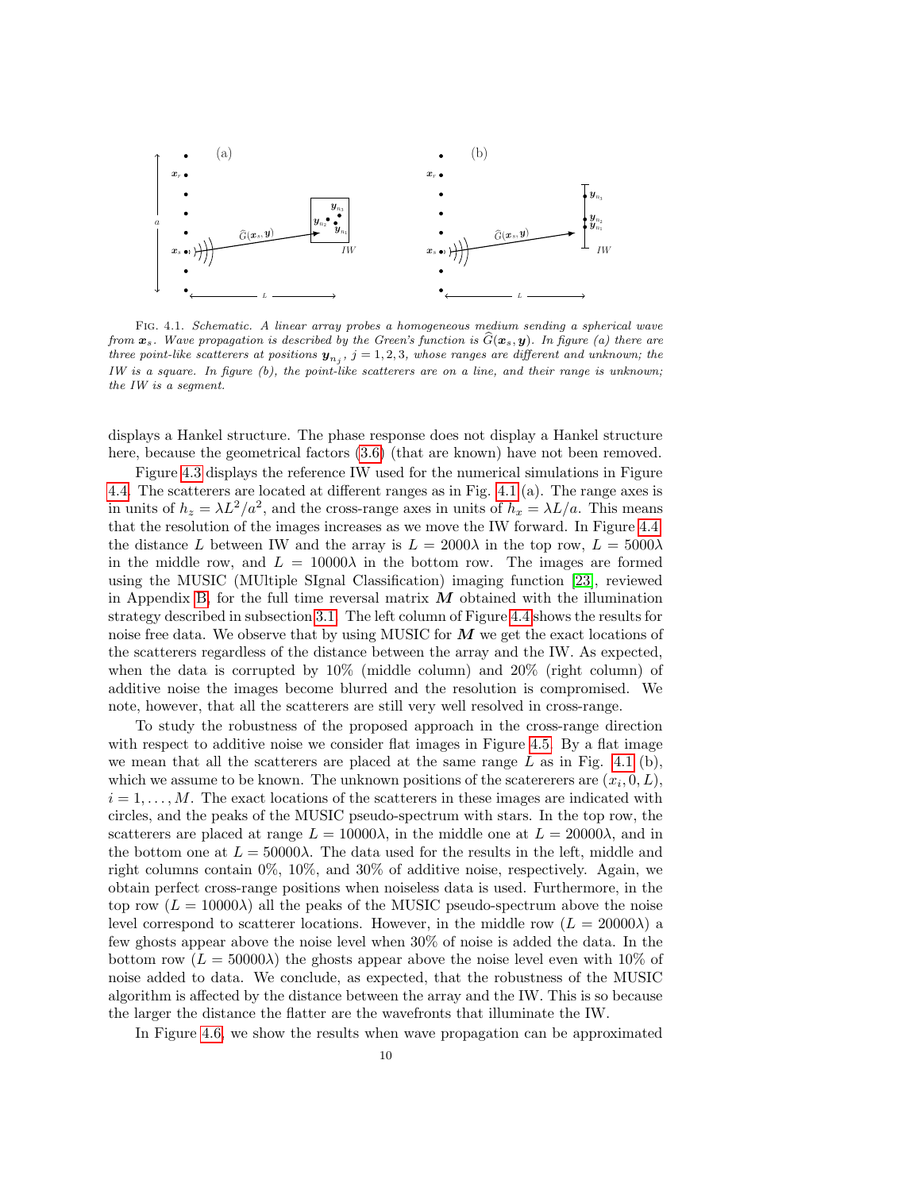FIG. 4.1. *Schematic. A linear array probes a homogeneous medium sending a spherical wave from $\boldsymbol{x}_s$. Wave propagation is described by the Green's function is $\widehat{G}(\boldsymbol{x}_s, \boldsymbol{y})$. In figure (a) there are three point-like scatterers at positions $\boldsymbol{y}_{n_j}$, $j = 1, 2, 3$, whose ranges are different and unknown; the IW is a square. In figure (b), the point-like scatterers are on a line, and their range is unknown; the IW is a segment.*

displays a Hankel structure. The phase response does not display a Hankel structure here, because the geometrical factors (3.6) (that are known) have not been removed.

Figure 4.3 displays the reference IW used for the numerical simulations in Figure 4.4. The scatterers are located at different ranges as in Fig. 4.1 (a). The range axes is in units of $h_z = \lambda L^2/a^2$, and the cross-range axes in units of $h_x = \lambda L/a$. This means that the resolution of the images increases as we move the IW forward. In Figure 4.4 the distance $L$ between IW and the array is $L = 2000\lambda$ in the top row, $L = 5000\lambda$ in the middle row, and $L = 10000\lambda$ in the bottom row. The images are formed using the MUSIC (MUltiple SIgnal Classification) imaging function [23], reviewed in Appendix B, for the full time reversal matrix $\boldsymbol{M}$ obtained with the illumination strategy described in subsection 3.1. The left column of Figure 4.4 shows the results for noise free data. We observe that by using MUSIC for $\boldsymbol{M}$ we get the exact locations of the scatterers regardless of the distance between the array and the IW. As expected, when the data is corrupted by 10% (middle column) and 20% (right column) of additive noise the images become blurred and the resolution is compromised. We note, however, that all the scatterers are still very well resolved in cross-range.

To study the robustness of the proposed approach in the cross-range direction with respect to additive noise we consider flat images in Figure 4.5. By a flat image we mean that all the scatterers are placed at the same range $L$ as in Fig. 4.1 (b), which we assume to be known. The unknown positions of the scaterers are $(x_i, 0, L)$, $i = 1, \ldots, M$. The exact locations of the scatterers in these images are indicated with circles, and the peaks of the MUSIC pseudo-spectrum with stars. In the top row, the scatterers are placed at range $L = 10000\lambda$, in the middle one at $L = 20000\lambda$, and in the bottom one at $L = 50000\lambda$. The data used for the results in the left, middle and right columns contain 0%, 10%, and 30% of additive noise, respectively. Again, we obtain perfect cross-range positions when noiseless data is used. Furthermore, in the top row ($L = 10000\lambda$) all the peaks of the MUSIC pseudo-spectrum above the noise level correspond to scatterer locations. However, in the middle row ($L = 20000\lambda$) a few ghosts appear above the noise level when 30% of noise is added the data. In the bottom row ($L = 50000\lambda$) the ghosts appear above the noise level even with 10% of noise added to data. We conclude, as expected, that the robustness of the MUSIC algorithm is affected by the distance between the array and the IW. This is so because the larger the distance the flatter are the wavefronts that illuminate the IW.

In Figure 4.6, we show the results when wave propagation can be approximated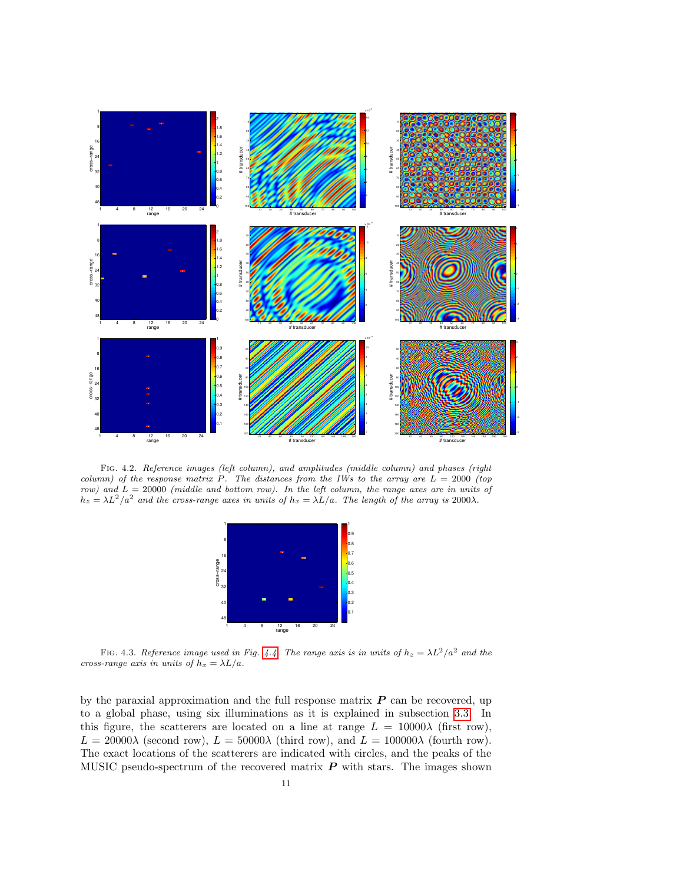FIG. 4.2. *Reference images (left column), and amplitudes (middle column) and phases (right column) of the response matrix $P$. The distances from the IWs to the array are $L = 2000$ (top row) and $L = 20000$ (middle and bottom row). In the left column, the range axes are in units of $h_z = \lambda L^2/a^2$ and the cross-range axes in units of $h_x = \lambda L/a$. The length of the array is $2000\lambda$.*

FIG. 4.3. *Reference image used in Fig. 4.4. The range axis is in units of $h_z = \lambda L^2/a^2$ and the cross-range axis in units of $h_x = \lambda L/a$.*

by the paraxial approximation and the full response matrix $\boldsymbol{P}$ can be recovered, up to a global phase, using six illuminations as it is explained in subsection 3.3. In this figure, the scatterers are located on a line at range $L = 10000\lambda$ (first row), $L = 20000\lambda$ (second row), $L = 50000\lambda$ (third row), and $L = 100000\lambda$ (fourth row). The exact locations of the scatterers are indicated with circles, and the peaks of the MUSIC pseudo-spectrum of the recovered matrix $\boldsymbol{P}$ with stars. The images shown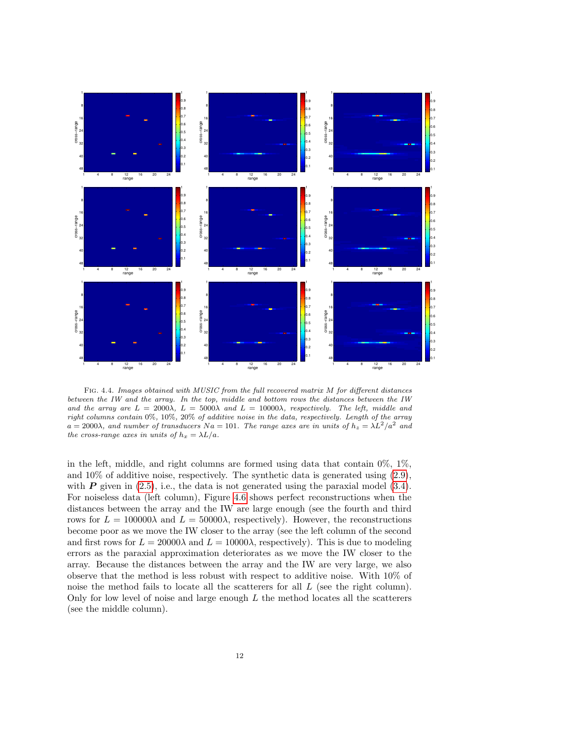Fig. 4.4. *Images obtained with MUSIC from the full recovered matrix M for different distances between the IW and the array. In the top, middle and bottom rows the distances between the IW and the array are $L = 2000\lambda$, $L = 5000\lambda$ and $L = 10000\lambda$, respectively. The left, middle and right columns contain 0%, 10%, 20% of additive noise in the data, respectively. Length of the array $a = 2000\lambda$, and number of transducers $Na = 101$. The range axes are in units of $h_z = \lambda L^2/a^2$ and the cross-range axes in units of $h_x = \lambda L/a$.*

in the left, middle, and right columns are formed using data that contain 0%, 1%, and 10% of additive noise, respectively. The synthetic data is generated using (2.9), with $\boldsymbol{P}$ given in (2.5), i.e., the data is not generated using the paraxial model (3.4). For noiseless data (left column), Figure 4.6 shows perfect reconstructions when the distances between the array and the IW are large enough (see the fourth and third rows for $L = 100000\lambda$ and $L = 50000\lambda$, respectively). However, the reconstructions become poor as we move the IW closer to the array (see the left column of the second and first rows for $L = 20000\lambda$ and $L = 10000\lambda$, respectively). This is due to modeling errors as the paraxial approximation deteriorates as we move the IW closer to the array. Because the distances between the array and the IW are very large, we also observe that the method is less robust with respect to additive noise. With 10% of noise the method fails to locate all the scatterers for all $L$ (see the right column). Only for low level of noise and large enough $L$ the method locates all the scatterers (see the middle column).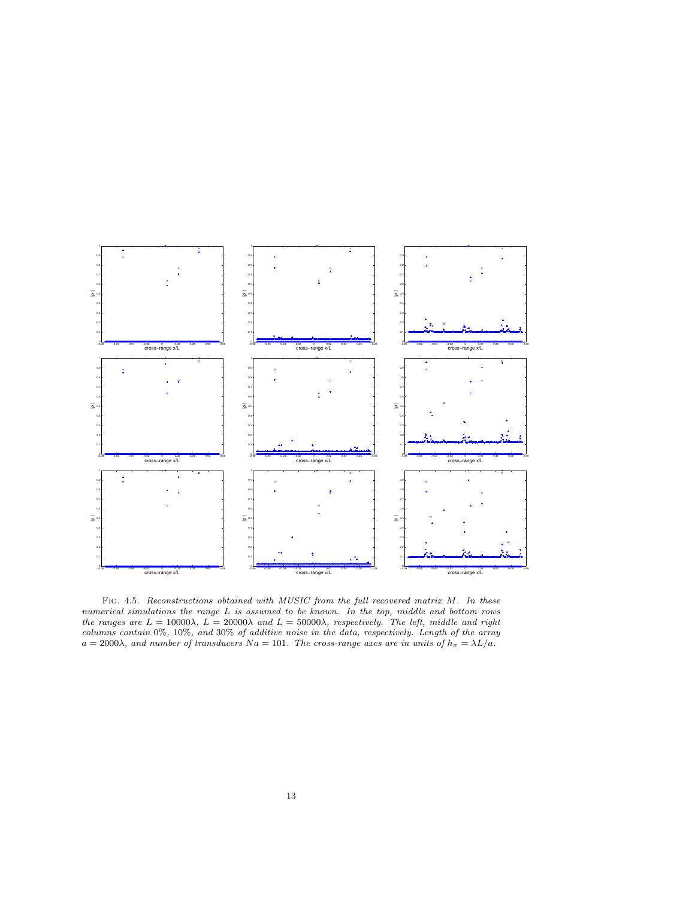FIG. 4.5. *Reconstructions obtained with MUSIC from the full recovered matrix $M$. In these numerical simulations the range $L$ is assumed to be known. In the top, middle and bottom rows the ranges are $L = 10000\lambda$, $L = 20000\lambda$ and $L = 50000\lambda$, respectively. The left, middle and right columns contain 0%, 10%, and 30% of additive noise in the data, respectively. Length of the array $a = 2000\lambda$, and number of transducers $Na = 101$. The cross-range axes are in units of $h_x = \lambda L/a$.*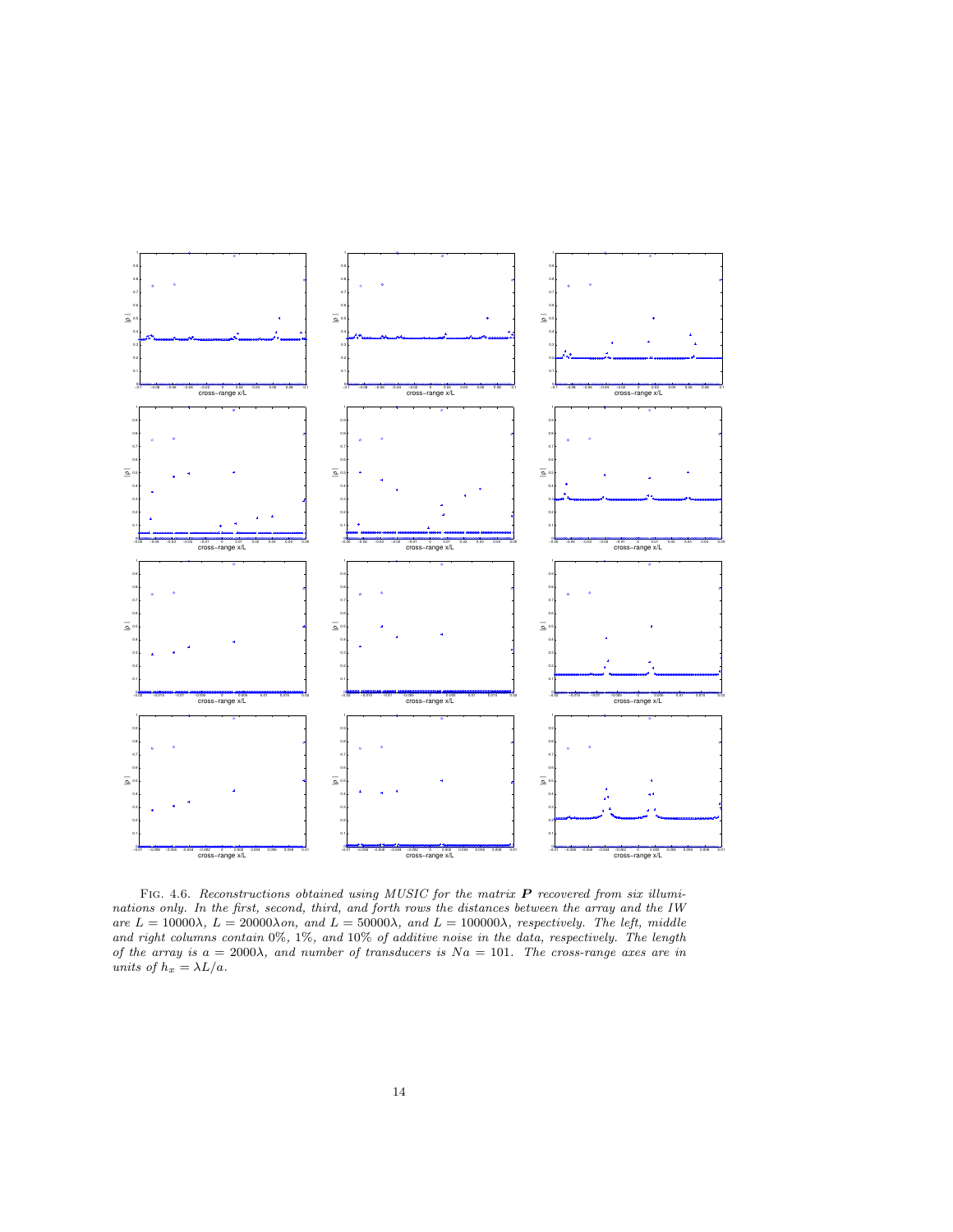Fig. 4.6. *Reconstructions obtained using MUSIC for the matrix* $\boldsymbol{P}$ *recovered from six illuminations only. In the first, second, third, and forth rows the distances between the array and the IW are* $L = 10000\lambda$*,* $L = 20000\lambda on$*, and* $L = 50000\lambda$*, and* $L = 100000\lambda$*, respectively. The left, middle and right columns contain* $0\%$*,* $1\%$*, and* $10\%$ *of additive noise in the data, respectively. The length of the array is* $a = 2000\lambda$*, and number of transducers is* $Na = 101$*. The cross-range axes are in units of* $h_x = \lambda L/a$*.*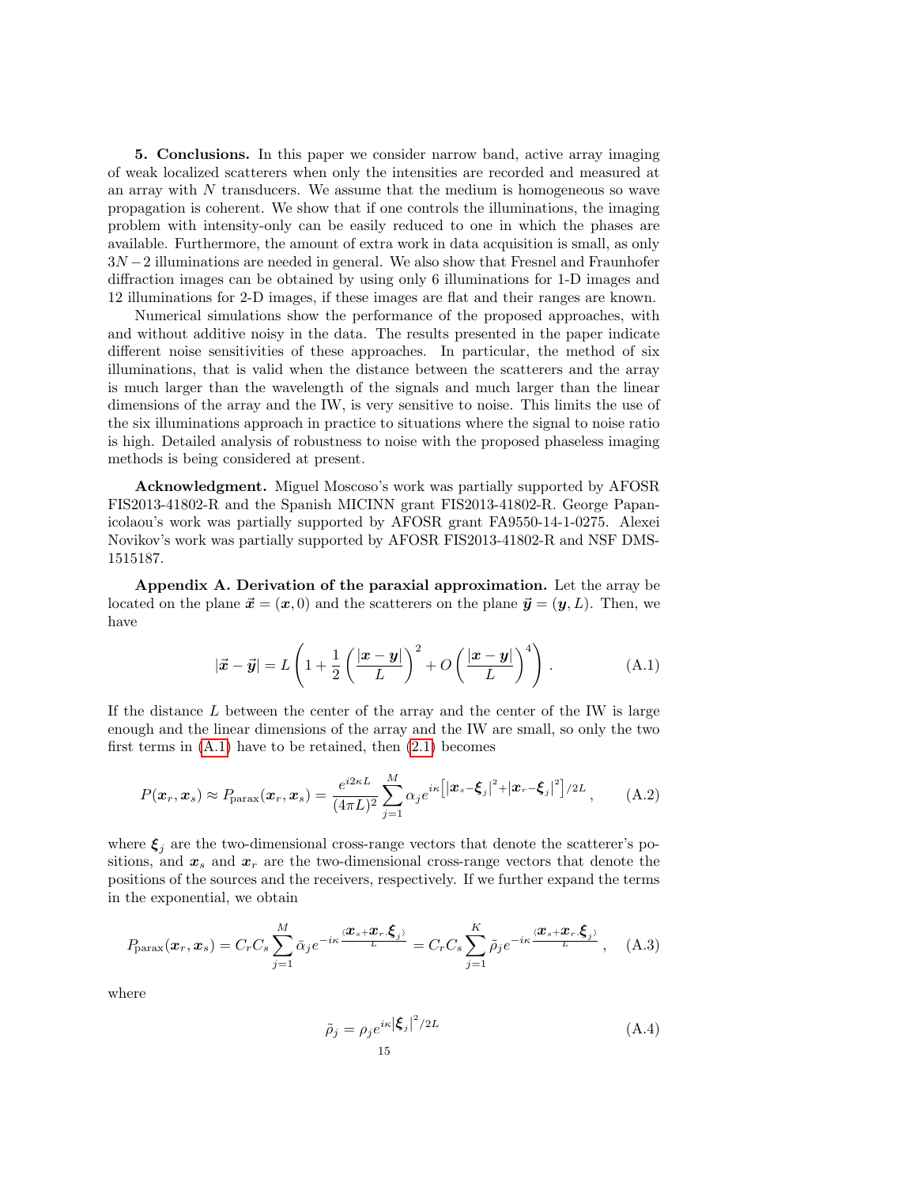**5. Conclusions.** In this paper we consider narrow band, active array imaging of weak localized scatterers when only the intensities are recorded and measured at an array with $N$ transducers. We assume that the medium is homogeneous so wave propagation is coherent. We show that if one controls the illuminations, the imaging problem with intensity-only can be easily reduced to one in which the phases are available. Furthermore, the amount of extra work in data acquisition is small, as only $3N-2$ illuminations are needed in general. We also show that Fresnel and Fraunhofer diffraction images can be obtained by using only 6 illuminations for 1-D images and 12 illuminations for 2-D images, if these images are flat and their ranges are known.

Numerical simulations show the performance of the proposed approaches, with and without additive noisy in the data. The results presented in the paper indicate different noise sensitivities of these approaches. In particular, the method of six illuminations, that is valid when the distance between the scatterers and the array is much larger than the wavelength of the signals and much larger than the linear dimensions of the array and the IW, is very sensitive to noise. This limits the use of the six illuminations approach in practice to situations where the signal to noise ratio is high. Detailed analysis of robustness to noise with the proposed phaseless imaging methods is being considered at present.

**Acknowledgment.** Miguel Moscoso's work was partially supported by AFOSR FIS2013-41802-R and the Spanish MICINN grant FIS2013-41802-R. George Papanicolaou's work was partially supported by AFOSR grant FA9550-14-1-0275. Alexei Novikov's work was partially supported by AFOSR FIS2013-41802-R and NSF DMS-1515187.

**Appendix A. Derivation of the paraxial approximation.** Let the array be located on the plane $\vec{\boldsymbol{x}} = (\boldsymbol{x}, 0)$ and the scatterers on the plane $\vec{\boldsymbol{y}} = (\boldsymbol{y}, L)$. Then, we have

$$|\vec{\boldsymbol{x}} - \vec{\boldsymbol{y}}| = L\left(1 + \frac{1}{2}\left(\frac{|\boldsymbol{x}-\boldsymbol{y}|}{L}\right)^2 + O\left(\frac{|\boldsymbol{x}-\boldsymbol{y}|}{L}\right)^4\right). \tag{A.1}$$

If the distance $L$ between the center of the array and the center of the IW is large enough and the linear dimensions of the array and the IW are small, so only the two first terms in (A.1) have to be retained, then (2.1) becomes

$$P(\boldsymbol{x}_r, \boldsymbol{x}_s) \approx P_{\text{parax}}(\boldsymbol{x}_r, \boldsymbol{x}_s) = \frac{e^{i2\kappa L}}{(4\pi L)^2}\sum_{j=1}^{M} \alpha_j e^{i\kappa\left[|\boldsymbol{x}_s - \boldsymbol{\xi}_j|^2 + |\boldsymbol{x}_r - \boldsymbol{\xi}_j|^2\right]/2L}, \tag{A.2}$$

where $\boldsymbol{\xi}_j$ are the two-dimensional cross-range vectors that denote the scatterer's positions, and $\boldsymbol{x}_s$ and $\boldsymbol{x}_r$ are the two-dimensional cross-range vectors that denote the positions of the sources and the receivers, respectively. If we further expand the terms in the exponential, we obtain

$$P_{\text{parax}}(\boldsymbol{x}_r, \boldsymbol{x}_s) = C_r C_s \sum_{j=1}^{M} \bar{\alpha}_j e^{-i\kappa\frac{\langle \boldsymbol{x}_s + \boldsymbol{x}_r, \boldsymbol{\xi}_j\rangle}{L}} = C_r C_s \sum_{j=1}^{K} \tilde{\rho}_j e^{-i\kappa\frac{\langle \boldsymbol{x}_s + \boldsymbol{x}_r, \boldsymbol{\xi}_j\rangle}{L}}, \tag{A.3}$$

where

$$\tilde{\rho}_j = \rho_j e^{i\kappa|\boldsymbol{\xi}_j|^2/2L} \tag{A.4}$$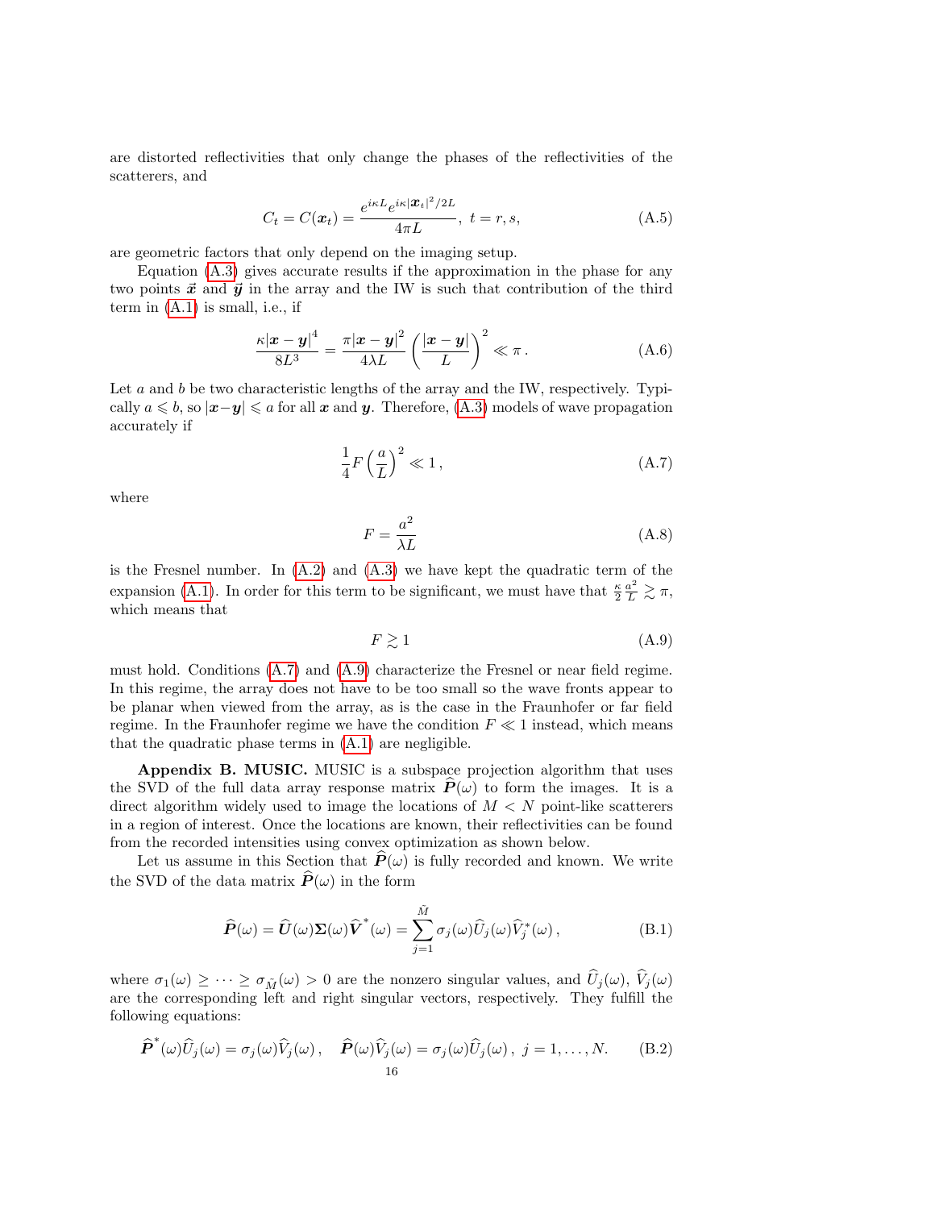are distorted reflectivities that only change the phases of the reflectivities of the scatterers, and

$$C_t = C(\boldsymbol{x}_t) = \frac{e^{i\kappa L} e^{i\kappa |\boldsymbol{x}_t|^2/2L}}{4\pi L}, \; t = r, s, \tag{A.5}$$

are geometric factors that only depend on the imaging setup.

Equation (A.3) gives accurate results if the approximation in the phase for any two points $\vec{\boldsymbol{x}}$ and $\vec{\boldsymbol{y}}$ in the array and the IW is such that contribution of the third term in (A.1) is small, i.e., if

$$\frac{\kappa |\boldsymbol{x}-\boldsymbol{y}|^4}{8L^3} = \frac{\pi |\boldsymbol{x}-\boldsymbol{y}|^2}{4\lambda L}\left(\frac{|\boldsymbol{x}-\boldsymbol{y}|}{L}\right)^2 \ll \pi\,. \tag{A.6}$$

Let $a$ and $b$ be two characteristic lengths of the array and the IW, respectively. Typically $a \leqslant b$, so $|\boldsymbol{x}-\boldsymbol{y}| \leqslant a$ for all $\boldsymbol{x}$ and $\boldsymbol{y}$. Therefore, (A.3) models of wave propagation accurately if

$$\frac{1}{4} F \left(\frac{a}{L}\right)^2 \ll 1\,, \tag{A.7}$$

where

$$F = \frac{a^2}{\lambda L} \tag{A.8}$$

is the Fresnel number. In (A.2) and (A.3) we have kept the quadratic term of the expansion (A.1). In order for this term to be significant, we must have that $\frac{\kappa}{2}\frac{a^2}{L} \gtrsim \pi$, which means that

$$F \gtrsim 1 \tag{A.9}$$

must hold. Conditions (A.7) and (A.9) characterize the Fresnel or near field regime. In this regime, the array does not have to be too small so the wave fronts appear to be planar when viewed from the array, as is the case in the Fraunhofer or far field regime. In the Fraunhofer regime we have the condition $F \ll 1$ instead, which means that the quadratic phase terms in (A.1) are negligible.

**Appendix B. MUSIC.** MUSIC is a subspace projection algorithm that uses the SVD of the full data array response matrix $\widehat{\boldsymbol{P}}(\omega)$ to form the images. It is a direct algorithm widely used to image the locations of $M < N$ point-like scatterers in a region of interest. Once the locations are known, their reflectivities can be found from the recorded intensities using convex optimization as shown below.

Let us assume in this Section that $\widehat{\boldsymbol{P}}(\omega)$ is fully recorded and known. We write the SVD of the data matrix $\widehat{\boldsymbol{P}}(\omega)$ in the form

$$\widehat{\boldsymbol{P}}(\omega) = \widehat{\boldsymbol{U}}(\omega)\boldsymbol{\Sigma}(\omega)\widehat{\boldsymbol{V}}^*(\omega) = \sum_{j=1}^{\tilde{M}} \sigma_j(\omega)\widehat{U}_j(\omega)\widehat{V}_j^*(\omega)\,, \tag{B.1}$$

where $\sigma_1(\omega) \geq \cdots \geq \sigma_{\tilde{M}}(\omega) > 0$ are the nonzero singular values, and $\widehat{U}_j(\omega)$, $\widehat{V}_j(\omega)$ are the corresponding left and right singular vectors, respectively. They fulfill the following equations:

$$\widehat{\boldsymbol{P}}^*(\omega)\widehat{U}_j(\omega) = \sigma_j(\omega)\widehat{V}_j(\omega)\,, \quad \widehat{\boldsymbol{P}}(\omega)\widehat{V}_j(\omega) = \sigma_j(\omega)\widehat{U}_j(\omega)\,, \; j = 1, \ldots, N. \tag{B.2}$$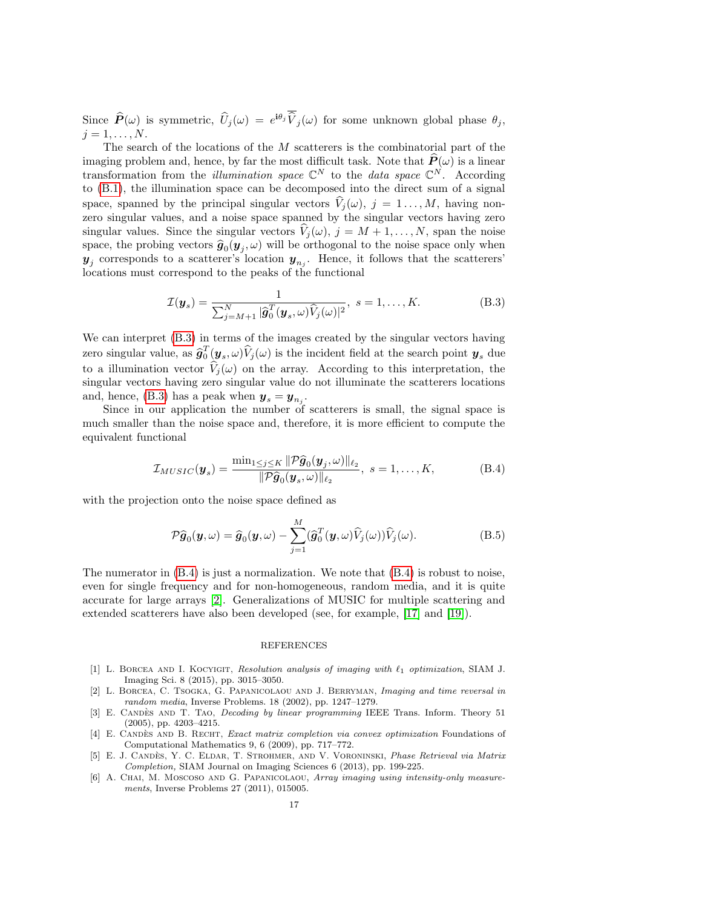Since $\widehat{\boldsymbol{P}}(\omega)$ is symmetric, $\widehat{U}_j(\omega) = e^{\mathbf{i}\theta_j}\overline{\widehat{V}}_j(\omega)$ for some unknown global phase $\theta_j$, $j = 1, \ldots, N$.

The search of the locations of the $M$ scatterers is the combinatorial part of the imaging problem and, hence, by far the most difficult task. Note that $\widehat{\boldsymbol{P}}(\omega)$ is a linear transformation from the *illumination space* $\mathbb{C}^N$ to the *data space* $\mathbb{C}^N$. According to (B.1), the illumination space can be decomposed into the direct sum of a signal space, spanned by the principal singular vectors $\widehat{V}_j(\omega)$, $j = 1\ldots, M$, having non-zero singular values, and a noise space spanned by the singular vectors having zero singular values. Since the singular vectors $\widehat{V}_j(\omega)$, $j = M+1, \ldots, N$, span the noise space, the probing vectors $\widehat{\boldsymbol{g}}_0(\boldsymbol{y}_j, \omega)$ will be orthogonal to the noise space only when $\boldsymbol{y}_j$ corresponds to a scatterer's location $\boldsymbol{y}_{n_j}$. Hence, it follows that the scatterers' locations must correspond to the peaks of the functional

$$
\mathcal{I}(\boldsymbol{y}_s) = \frac{1}{\sum_{j=M+1}^{N} |\widehat{\boldsymbol{g}}_0^T(\boldsymbol{y}_s, \omega)\widehat{V}_j(\omega)|^2}, \ s = 1, \ldots, K. \tag{B.3}
$$

We can interpret (B.3) in terms of the images created by the singular vectors having zero singular value, as $\widehat{\boldsymbol{g}}_0^T(\boldsymbol{y}_s, \omega)\widehat{V}_j(\omega)$ is the incident field at the search point $\boldsymbol{y}_s$ due to a illumination vector $\widehat{V}_j(\omega)$ on the array. According to this interpretation, the singular vectors having zero singular value do not illuminate the scatterers locations and, hence, (B.3) has a peak when $\boldsymbol{y}_s = \boldsymbol{y}_{n_j}$.

Since in our application the number of scatterers is small, the signal space is much smaller than the noise space and, therefore, it is more efficient to compute the equivalent functional

$$
\mathcal{I}_{MUSIC}(\boldsymbol{y}_s) = \frac{\min_{1\leq j\leq K} \|\mathcal{P}\widehat{\boldsymbol{g}}_0(\boldsymbol{y}_j, \omega)\|_{\ell_2}}{\|\mathcal{P}\widehat{\boldsymbol{g}}_0(\boldsymbol{y}_s, \omega)\|_{\ell_2}}, \ s = 1, \ldots, K, \tag{B.4}
$$

with the projection onto the noise space defined as

$$
\mathcal{P}\widehat{\boldsymbol{g}}_0(\boldsymbol{y}, \omega) = \widehat{\boldsymbol{g}}_0(\boldsymbol{y}, \omega) - \sum_{j=1}^{M} (\widehat{\boldsymbol{g}}_0^T(\boldsymbol{y}, \omega)\widehat{V}_j(\omega))\widehat{V}_j(\omega). \tag{B.5}
$$

The numerator in (B.4) is just a normalization. We note that (B.4) is robust to noise, even for single frequency and for non-homogeneous, random media, and it is quite accurate for large arrays [2]. Generalizations of MUSIC for multiple scattering and extended scatterers have also been developed (see, for example, [17] and [19]).

## REFERENCES

[1] L. Borcea and I. Kocyigit, *Resolution analysis of imaging with $\ell_1$ optimization*, SIAM J. Imaging Sci. 8 (2015), pp. 3015–3050.

[2] L. Borcea, C. Tsogka, G. Papanicolaou and J. Berryman, *Imaging and time reversal in random media*, Inverse Problems. 18 (2002), pp. 1247–1279.

[3] E. Candès and T. Tao, *Decoding by linear programming* IEEE Trans. Inform. Theory 51 (2005), pp. 4203–4215.

[4] E. Candès and B. Recht, *Exact matrix completion via convex optimization* Foundations of Computational Mathematics 9, 6 (2009), pp. 717–772.

[5] E. J. Candès, Y. C. Eldar, T. Strohmer, and V. Voroninski, *Phase Retrieval via Matrix Completion,* SIAM Journal on Imaging Sciences 6 (2013), pp. 199-225.

[6] A. Chai, M. Moscoso and G. Papanicolaou, *Array imaging using intensity-only measurements*, Inverse Problems 27 (2011), 015005.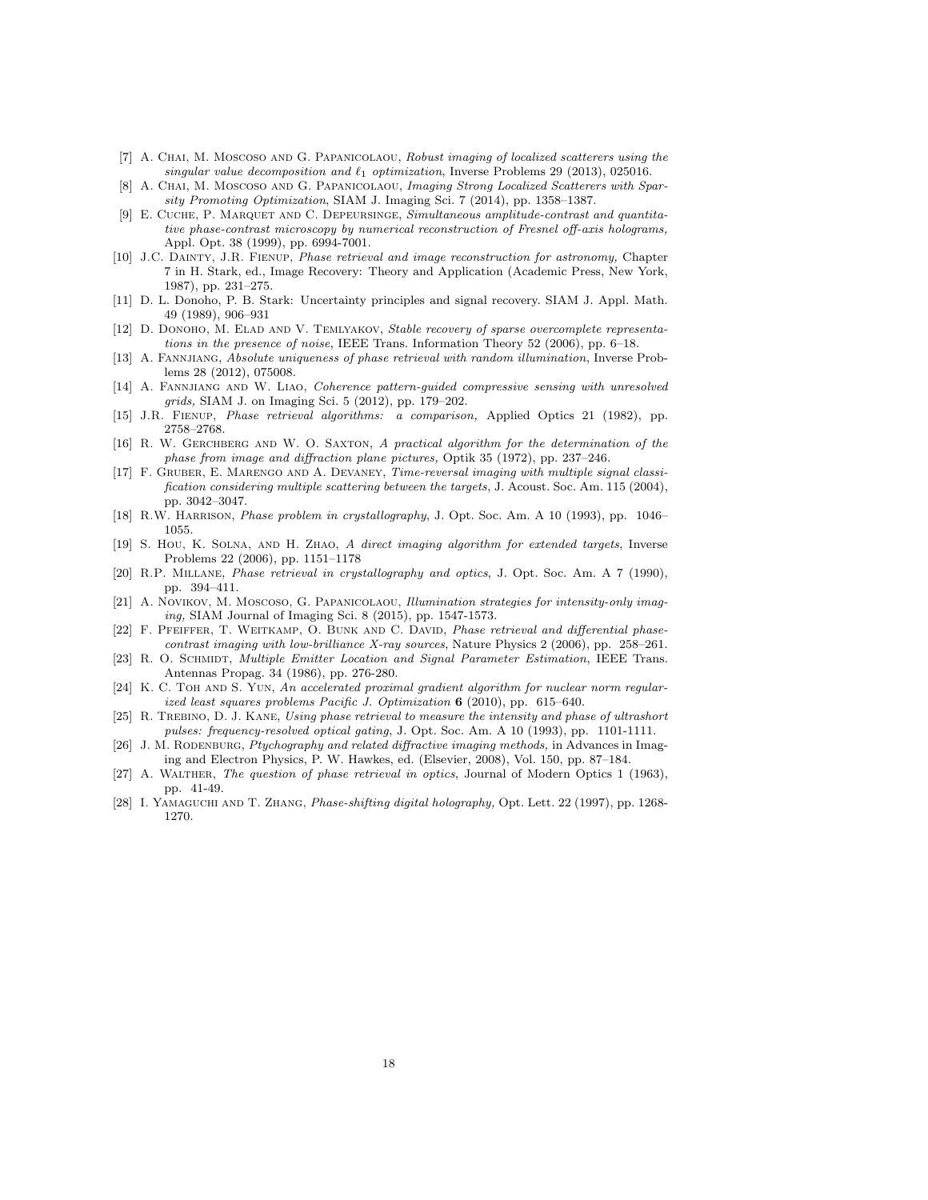[7] A. Chai, M. Moscoso and G. Papanicolaou, *Robust imaging of localized scatterers using the singular value decomposition and $\ell_1$ optimization*, Inverse Problems 29 (2013), 025016.

[8] A. Chai, M. Moscoso and G. Papanicolaou, *Imaging Strong Localized Scatterers with Sparsity Promoting Optimization*, SIAM J. Imaging Sci. 7 (2014), pp. 1358–1387.

[9] E. Cuche, P. Marquet and C. Depeursinge, *Simultaneous amplitude-contrast and quantitative phase-contrast microscopy by numerical reconstruction of Fresnel off-axis holograms,* Appl. Opt. 38 (1999), pp. 6994-7001.

[10] J.C. Dainty, J.R. Fienup, *Phase retrieval and image reconstruction for astronomy,* Chapter 7 in H. Stark, ed., Image Recovery: Theory and Application (Academic Press, New York, 1987), pp. 231–275.

[11] D. L. Donoho, P. B. Stark: Uncertainty principles and signal recovery. SIAM J. Appl. Math. 49 (1989), 906–931

[12] D. Donoho, M. Elad and V. Temlyakov, *Stable recovery of sparse overcomplete representations in the presence of noise*, IEEE Trans. Information Theory 52 (2006), pp. 6–18.

[13] A. Fannjiang, *Absolute uniqueness of phase retrieval with random illumination*, Inverse Problems 28 (2012), 075008.

[14] A. Fannjiang and W. Liao, *Coherence pattern-guided compressive sensing with unresolved grids,* SIAM J. on Imaging Sci. 5 (2012), pp. 179–202.

[15] J.R. Fienup, *Phase retrieval algorithms: a comparison,* Applied Optics 21 (1982), pp. 2758–2768.

[16] R. W. Gerchberg and W. O. Saxton, *A practical algorithm for the determination of the phase from image and diffraction plane pictures,* Optik 35 (1972), pp. 237–246.

[17] F. Gruber, E. Marengo and A. Devaney, *Time-reversal imaging with multiple signal classification considering multiple scattering between the targets*, J. Acoust. Soc. Am. 115 (2004), pp. 3042–3047.

[18] R.W. Harrison, *Phase problem in crystallography*, J. Opt. Soc. Am. A 10 (1993), pp. 1046–1055.

[19] S. Hou, K. Solna, and H. Zhao, *A direct imaging algorithm for extended targets*, Inverse Problems 22 (2006), pp. 1151–1178

[20] R.P. Millane, *Phase retrieval in crystallography and optics*, J. Opt. Soc. Am. A 7 (1990), pp. 394–411.

[21] A. Novikov, M. Moscoso, G. Papanicolaou, *Illumination strategies for intensity-only imaging,* SIAM Journal of Imaging Sci. 8 (2015), pp. 1547-1573.

[22] F. Pfeiffer, T. Weitkamp, O. Bunk and C. David, *Phase retrieval and differential phase-contrast imaging with low-brilliance X-ray sources*, Nature Physics 2 (2006), pp. 258–261.

[23] R. O. Schmidt, *Multiple Emitter Location and Signal Parameter Estimation*, IEEE Trans. Antennas Propag. 34 (1986), pp. 276-280.

[24] K. C. Toh and S. Yun, *An accelerated proximal gradient algorithm for nuclear norm regularized least squares problems Pacific J. Optimization* **6** (2010), pp. 615–640.

[25] R. Trebino, D. J. Kane, *Using phase retrieval to measure the intensity and phase of ultrashort pulses: frequency-resolved optical gating*, J. Opt. Soc. Am. A 10 (1993), pp. 1101-1111.

[26] J. M. Rodenburg, *Ptychography and related diffractive imaging methods,* in Advances in Imaging and Electron Physics, P. W. Hawkes, ed. (Elsevier, 2008), Vol. 150, pp. 87–184.

[27] A. Walther, *The question of phase retrieval in optics*, Journal of Modern Optics 1 (1963), pp. 41-49.

[28] I. Yamaguchi and T. Zhang, *Phase-shifting digital holography,* Opt. Lett. 22 (1997), pp. 1268-1270.